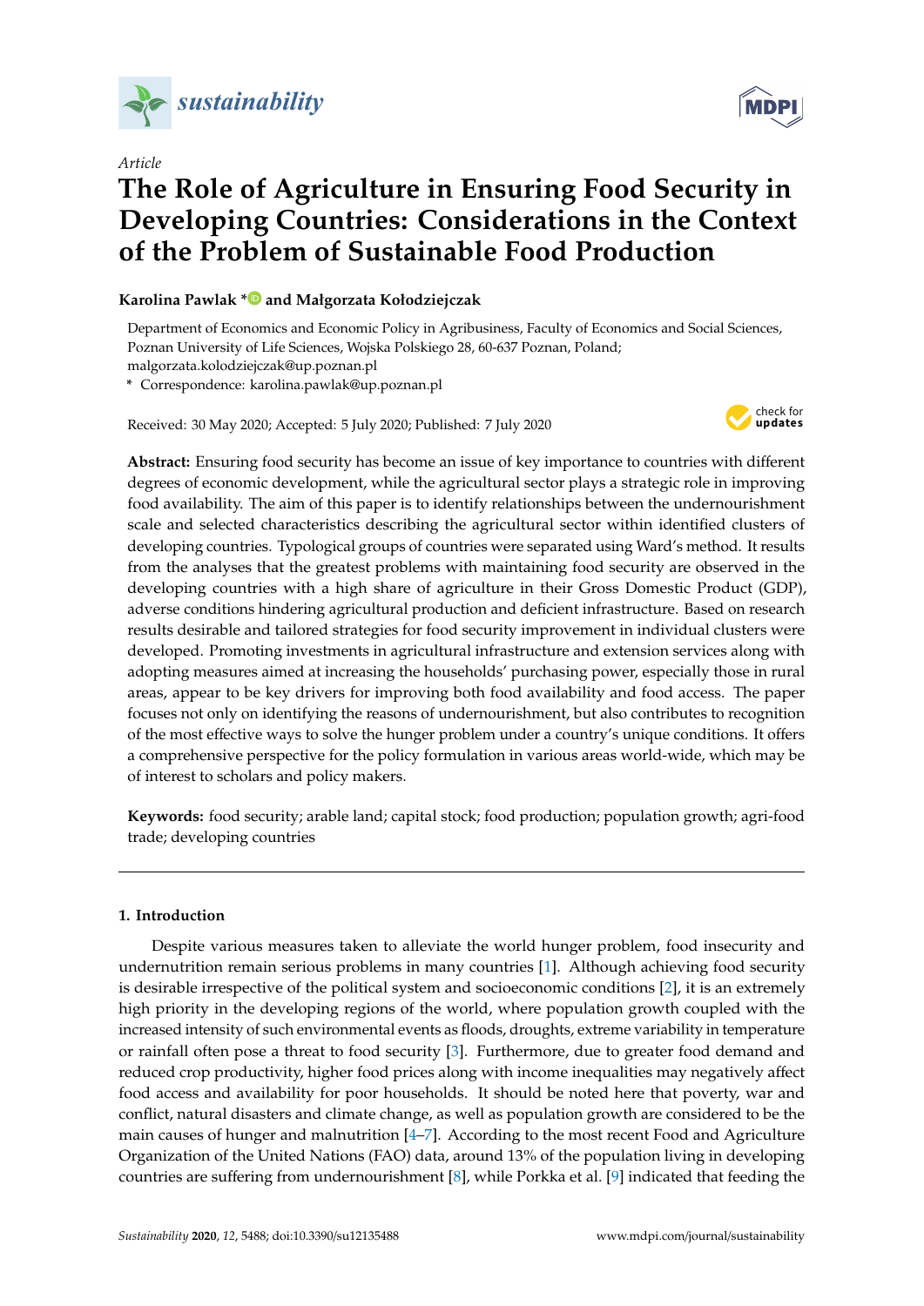*Article*

# The Role of Agriculture in Ensuring Food Security in Developing Countries: Considerations in the Context of the Problem of Sustainable Food Production

**Karolina Pawlak * and Małgorzata Kołodziejczak**

Department of Economics and Economic Policy in Agribusiness, Faculty of Economics and Social Sciences, Poznan University of Life Sciences, Wojska Polskiego 28, 60-637 Poznan, Poland; malgorzata.kolodziejczak@up.poznan.pl

\* Correspondence: karolina.pawlak@up.poznan.pl

Received: 30 May 2020; Accepted: 5 July 2020; Published: 7 July 2020

**Abstract:** Ensuring food security has become an issue of key importance to countries with different degrees of economic development, while the agricultural sector plays a strategic role in improving food availability. The aim of this paper is to identify relationships between the undernourishment scale and selected characteristics describing the agricultural sector within identified clusters of developing countries. Typological groups of countries were separated using Ward's method. It results from the analyses that the greatest problems with maintaining food security are observed in the developing countries with a high share of agriculture in their Gross Domestic Product (GDP), adverse conditions hindering agricultural production and deficient infrastructure. Based on research results desirable and tailored strategies for food security improvement in individual clusters were developed. Promoting investments in agricultural infrastructure and extension services along with adopting measures aimed at increasing the households' purchasing power, especially those in rural areas, appear to be key drivers for improving both food availability and food access. The paper focuses not only on identifying the reasons of undernourishment, but also contributes to recognition of the most effective ways to solve the hunger problem under a country's unique conditions. It offers a comprehensive perspective for the policy formulation in various areas world-wide, which may be of interest to scholars and policy makers.

**Keywords:** food security; arable land; capital stock; food production; population growth; agri-food trade; developing countries

## 1. Introduction

Despite various measures taken to alleviate the world hunger problem, food insecurity and undernutrition remain serious problems in many countries [1]. Although achieving food security is desirable irrespective of the political system and socioeconomic conditions [2], it is an extremely high priority in the developing regions of the world, where population growth coupled with the increased intensity of such environmental events as floods, droughts, extreme variability in temperature or rainfall often pose a threat to food security [3]. Furthermore, due to greater food demand and reduced crop productivity, higher food prices along with income inequalities may negatively affect food access and availability for poor households. It should be noted here that poverty, war and conflict, natural disasters and climate change, as well as population growth are considered to be the main causes of hunger and malnutrition [4–7]. According to the most recent Food and Agriculture Organization of the United Nations (FAO) data, around 13% of the population living in developing countries are suffering from undernourishment [8], while Porkka et al. [9] indicated that feeding the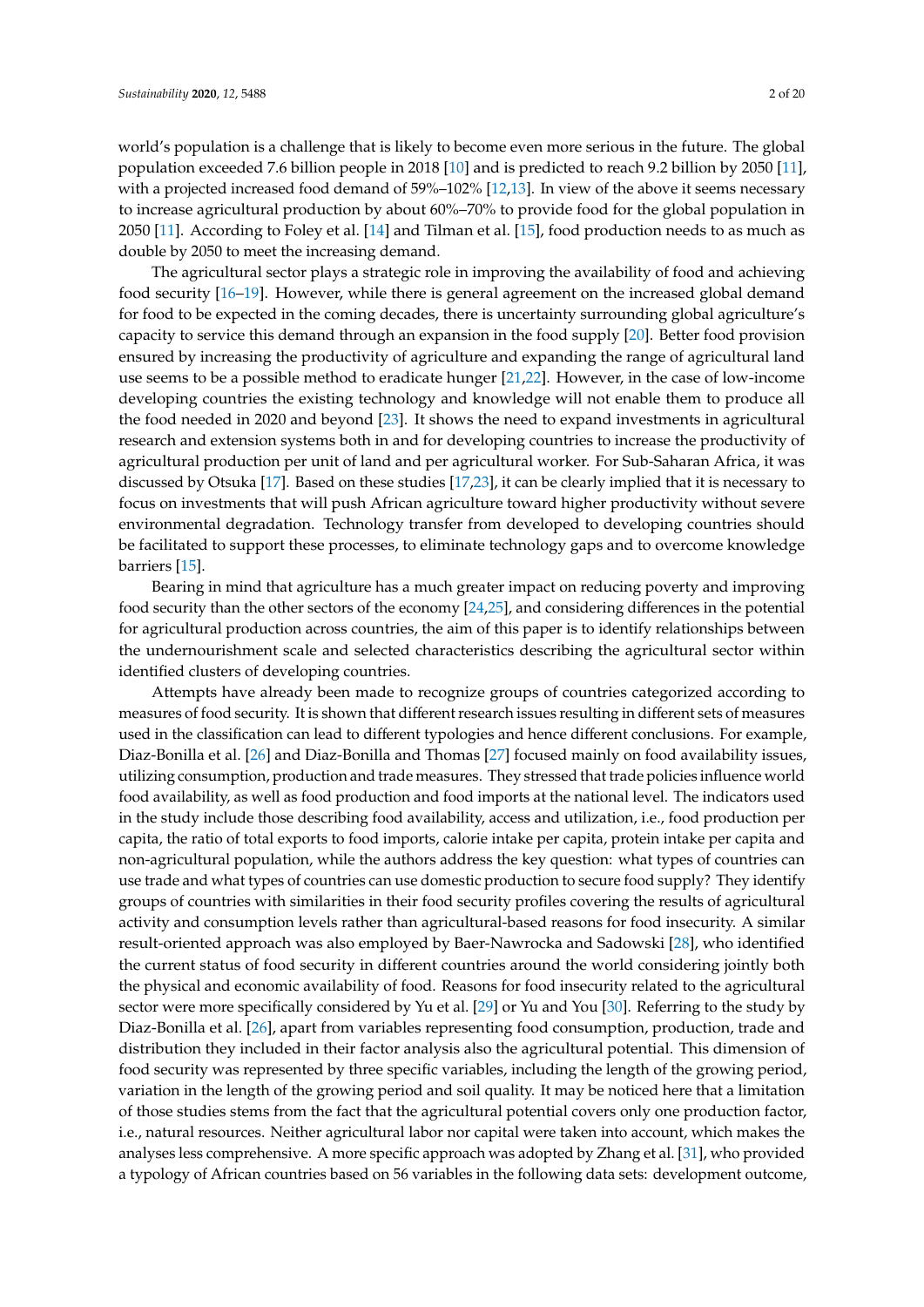world's population is a challenge that is likely to become even more serious in the future. The global population exceeded 7.6 billion people in 2018 [10] and is predicted to reach 9.2 billion by 2050 [11], with a projected increased food demand of 59%–102% [12,13]. In view of the above it seems necessary to increase agricultural production by about 60%–70% to provide food for the global population in 2050 [11]. According to Foley et al. [14] and Tilman et al. [15], food production needs to as much as double by 2050 to meet the increasing demand.

The agricultural sector plays a strategic role in improving the availability of food and achieving food security [16–19]. However, while there is general agreement on the increased global demand for food to be expected in the coming decades, there is uncertainty surrounding global agriculture's capacity to service this demand through an expansion in the food supply [20]. Better food provision ensured by increasing the productivity of agriculture and expanding the range of agricultural land use seems to be a possible method to eradicate hunger [21,22]. However, in the case of low-income developing countries the existing technology and knowledge will not enable them to produce all the food needed in 2020 and beyond [23]. It shows the need to expand investments in agricultural research and extension systems both in and for developing countries to increase the productivity of agricultural production per unit of land and per agricultural worker. For Sub-Saharan Africa, it was discussed by Otsuka [17]. Based on these studies [17,23], it can be clearly implied that it is necessary to focus on investments that will push African agriculture toward higher productivity without severe environmental degradation. Technology transfer from developed to developing countries should be facilitated to support these processes, to eliminate technology gaps and to overcome knowledge barriers [15].

Bearing in mind that agriculture has a much greater impact on reducing poverty and improving food security than the other sectors of the economy [24,25], and considering differences in the potential for agricultural production across countries, the aim of this paper is to identify relationships between the undernourishment scale and selected characteristics describing the agricultural sector within identified clusters of developing countries.

Attempts have already been made to recognize groups of countries categorized according to measures of food security. It is shown that different research issues resulting in different sets of measures used in the classification can lead to different typologies and hence different conclusions. For example, Diaz-Bonilla et al. [26] and Diaz-Bonilla and Thomas [27] focused mainly on food availability issues, utilizing consumption, production and trade measures. They stressed that trade policies influence world food availability, as well as food production and food imports at the national level. The indicators used in the study include those describing food availability, access and utilization, i.e., food production per capita, the ratio of total exports to food imports, calorie intake per capita, protein intake per capita and non-agricultural population, while the authors address the key question: what types of countries can use trade and what types of countries can use domestic production to secure food supply? They identify groups of countries with similarities in their food security profiles covering the results of agricultural activity and consumption levels rather than agricultural-based reasons for food insecurity. A similar result-oriented approach was also employed by Baer-Nawrocka and Sadowski [28], who identified the current status of food security in different countries around the world considering jointly both the physical and economic availability of food. Reasons for food insecurity related to the agricultural sector were more specifically considered by Yu et al. [29] or Yu and You [30]. Referring to the study by Diaz-Bonilla et al. [26], apart from variables representing food consumption, production, trade and distribution they included in their factor analysis also the agricultural potential. This dimension of food security was represented by three specific variables, including the length of the growing period, variation in the length of the growing period and soil quality. It may be noticed here that a limitation of those studies stems from the fact that the agricultural potential covers only one production factor, i.e., natural resources. Neither agricultural labor nor capital were taken into account, which makes the analyses less comprehensive. A more specific approach was adopted by Zhang et al. [31], who provided a typology of African countries based on 56 variables in the following data sets: development outcome,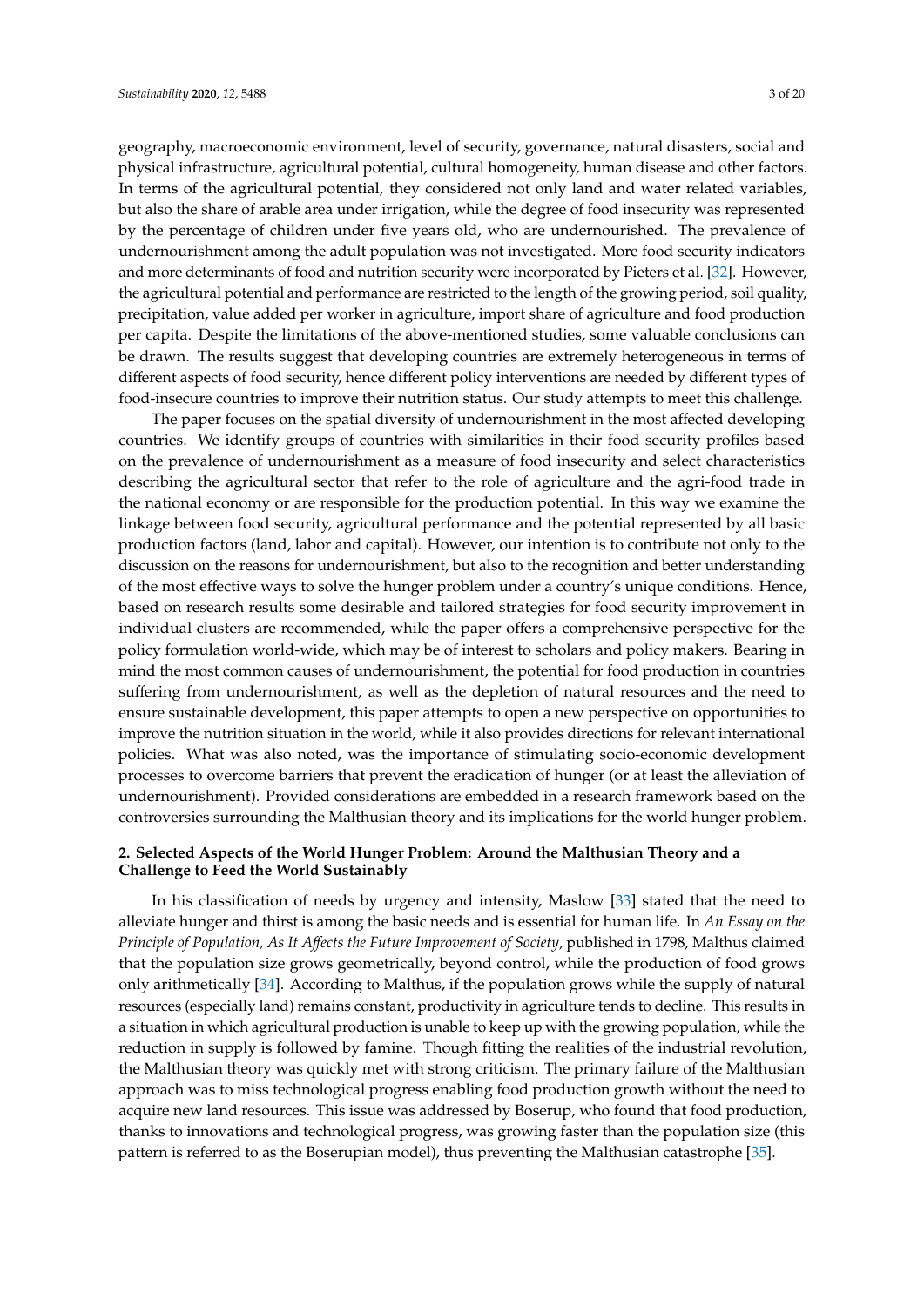geography, macroeconomic environment, level of security, governance, natural disasters, social and physical infrastructure, agricultural potential, cultural homogeneity, human disease and other factors. In terms of the agricultural potential, they considered not only land and water related variables, but also the share of arable area under irrigation, while the degree of food insecurity was represented by the percentage of children under five years old, who are undernourished. The prevalence of undernourishment among the adult population was not investigated. More food security indicators and more determinants of food and nutrition security were incorporated by Pieters et al. [32]. However, the agricultural potential and performance are restricted to the length of the growing period, soil quality, precipitation, value added per worker in agriculture, import share of agriculture and food production per capita. Despite the limitations of the above-mentioned studies, some valuable conclusions can be drawn. The results suggest that developing countries are extremely heterogeneous in terms of different aspects of food security, hence different policy interventions are needed by different types of food-insecure countries to improve their nutrition status. Our study attempts to meet this challenge.

The paper focuses on the spatial diversity of undernourishment in the most affected developing countries. We identify groups of countries with similarities in their food security profiles based on the prevalence of undernourishment as a measure of food insecurity and select characteristics describing the agricultural sector that refer to the role of agriculture and the agri-food trade in the national economy or are responsible for the production potential. In this way we examine the linkage between food security, agricultural performance and the potential represented by all basic production factors (land, labor and capital). However, our intention is to contribute not only to the discussion on the reasons for undernourishment, but also to the recognition and better understanding of the most effective ways to solve the hunger problem under a country's unique conditions. Hence, based on research results some desirable and tailored strategies for food security improvement in individual clusters are recommended, while the paper offers a comprehensive perspective for the policy formulation world-wide, which may be of interest to scholars and policy makers. Bearing in mind the most common causes of undernourishment, the potential for food production in countries suffering from undernourishment, as well as the depletion of natural resources and the need to ensure sustainable development, this paper attempts to open a new perspective on opportunities to improve the nutrition situation in the world, while it also provides directions for relevant international policies. What was also noted, was the importance of stimulating socio-economic development processes to overcome barriers that prevent the eradication of hunger (or at least the alleviation of undernourishment). Provided considerations are embedded in a research framework based on the controversies surrounding the Malthusian theory and its implications for the world hunger problem.

## 2. Selected Aspects of the World Hunger Problem: Around the Malthusian Theory and a Challenge to Feed the World Sustainably

In his classification of needs by urgency and intensity, Maslow [33] stated that the need to alleviate hunger and thirst is among the basic needs and is essential for human life. In *An Essay on the Principle of Population, As It Affects the Future Improvement of Society*, published in 1798, Malthus claimed that the population size grows geometrically, beyond control, while the production of food grows only arithmetically [34]. According to Malthus, if the population grows while the supply of natural resources (especially land) remains constant, productivity in agriculture tends to decline. This results in a situation in which agricultural production is unable to keep up with the growing population, while the reduction in supply is followed by famine. Though fitting the realities of the industrial revolution, the Malthusian theory was quickly met with strong criticism. The primary failure of the Malthusian approach was to miss technological progress enabling food production growth without the need to acquire new land resources. This issue was addressed by Boserup, who found that food production, thanks to innovations and technological progress, was growing faster than the population size (this pattern is referred to as the Boserupian model), thus preventing the Malthusian catastrophe [35].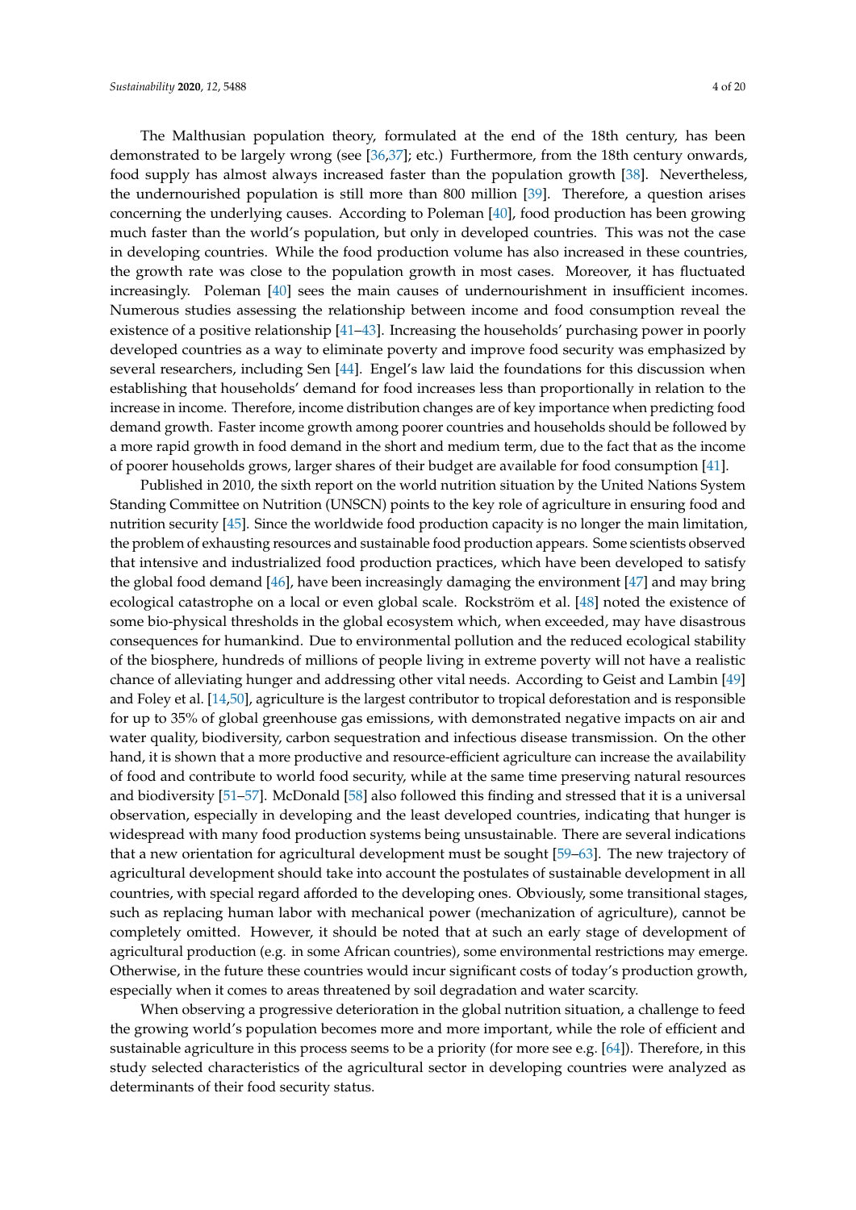The Malthusian population theory, formulated at the end of the 18th century, has been demonstrated to be largely wrong (see [36,37]; etc.) Furthermore, from the 18th century onwards, food supply has almost always increased faster than the population growth [38]. Nevertheless, the undernourished population is still more than 800 million [39]. Therefore, a question arises concerning the underlying causes. According to Poleman [40], food production has been growing much faster than the world's population, but only in developed countries. This was not the case in developing countries. While the food production volume has also increased in these countries, the growth rate was close to the population growth in most cases. Moreover, it has fluctuated increasingly. Poleman [40] sees the main causes of undernourishment in insufficient incomes. Numerous studies assessing the relationship between income and food consumption reveal the existence of a positive relationship [41–43]. Increasing the households' purchasing power in poorly developed countries as a way to eliminate poverty and improve food security was emphasized by several researchers, including Sen [44]. Engel's law laid the foundations for this discussion when establishing that households' demand for food increases less than proportionally in relation to the increase in income. Therefore, income distribution changes are of key importance when predicting food demand growth. Faster income growth among poorer countries and households should be followed by a more rapid growth in food demand in the short and medium term, due to the fact that as the income of poorer households grows, larger shares of their budget are available for food consumption [41].

Published in 2010, the sixth report on the world nutrition situation by the United Nations System Standing Committee on Nutrition (UNSCN) points to the key role of agriculture in ensuring food and nutrition security [45]. Since the worldwide food production capacity is no longer the main limitation, the problem of exhausting resources and sustainable food production appears. Some scientists observed that intensive and industrialized food production practices, which have been developed to satisfy the global food demand [46], have been increasingly damaging the environment [47] and may bring ecological catastrophe on a local or even global scale. Rockström et al. [48] noted the existence of some bio-physical thresholds in the global ecosystem which, when exceeded, may have disastrous consequences for humankind. Due to environmental pollution and the reduced ecological stability of the biosphere, hundreds of millions of people living in extreme poverty will not have a realistic chance of alleviating hunger and addressing other vital needs. According to Geist and Lambin [49] and Foley et al. [14,50], agriculture is the largest contributor to tropical deforestation and is responsible for up to 35% of global greenhouse gas emissions, with demonstrated negative impacts on air and water quality, biodiversity, carbon sequestration and infectious disease transmission. On the other hand, it is shown that a more productive and resource-efficient agriculture can increase the availability of food and contribute to world food security, while at the same time preserving natural resources and biodiversity [51–57]. McDonald [58] also followed this finding and stressed that it is a universal observation, especially in developing and the least developed countries, indicating that hunger is widespread with many food production systems being unsustainable. There are several indications that a new orientation for agricultural development must be sought [59–63]. The new trajectory of agricultural development should take into account the postulates of sustainable development in all countries, with special regard afforded to the developing ones. Obviously, some transitional stages, such as replacing human labor with mechanical power (mechanization of agriculture), cannot be completely omitted. However, it should be noted that at such an early stage of development of agricultural production (e.g. in some African countries), some environmental restrictions may emerge. Otherwise, in the future these countries would incur significant costs of today's production growth, especially when it comes to areas threatened by soil degradation and water scarcity.

When observing a progressive deterioration in the global nutrition situation, a challenge to feed the growing world's population becomes more and more important, while the role of efficient and sustainable agriculture in this process seems to be a priority (for more see e.g. [64]). Therefore, in this study selected characteristics of the agricultural sector in developing countries were analyzed as determinants of their food security status.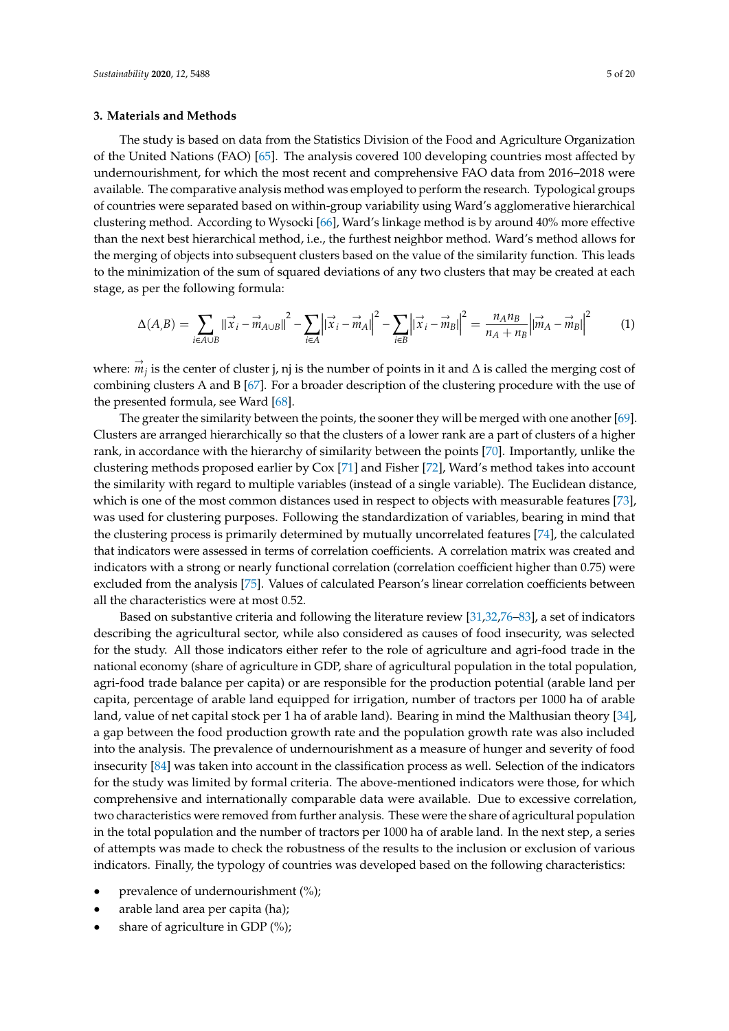## 3. Materials and Methods

The study is based on data from the Statistics Division of the Food and Agriculture Organization of the United Nations (FAO) [65]. The analysis covered 100 developing countries most affected by undernourishment, for which the most recent and comprehensive FAO data from 2016–2018 were available. The comparative analysis method was employed to perform the research. Typological groups of countries were separated based on within-group variability using Ward's agglomerative hierarchical clustering method. According to Wysocki [66], Ward's linkage method is by around 40% more effective than the next best hierarchical method, i.e., the furthest neighbor method. Ward's method allows for the merging of objects into subsequent clusters based on the value of the similarity function. This leads to the minimization of the sum of squared deviations of any two clusters that may be created at each stage, as per the following formula:

$$\Delta(A,B) = \sum_{i \in A \cup B} \|\vec{x}_i - \vec{m}_{A \cup B}\|^2 - \sum_{i \in A} \left|\left|\vec{x}_i - \vec{m}_A\right|\right|^2 - \sum_{i \in B} \left|\left|\vec{x}_i - \vec{m}_B\right|\right|^2 = \frac{n_A n_B}{n_A + n_B} \left|\left|\vec{m}_A - \vec{m}_B\right|\right|^2 \quad (1)$$

where: $\vec{m}_j$ is the center of cluster j, nj is the number of points in it and Δ is called the merging cost of combining clusters A and B [67]. For a broader description of the clustering procedure with the use of the presented formula, see Ward [68].

The greater the similarity between the points, the sooner they will be merged with one another [69]. Clusters are arranged hierarchically so that the clusters of a lower rank are a part of clusters of a higher rank, in accordance with the hierarchy of similarity between the points [70]. Importantly, unlike the clustering methods proposed earlier by Cox [71] and Fisher [72], Ward's method takes into account the similarity with regard to multiple variables (instead of a single variable). The Euclidean distance, which is one of the most common distances used in respect to objects with measurable features [73], was used for clustering purposes. Following the standardization of variables, bearing in mind that the clustering process is primarily determined by mutually uncorrelated features [74], the calculated that indicators were assessed in terms of correlation coefficients. A correlation matrix was created and indicators with a strong or nearly functional correlation (correlation coefficient higher than 0.75) were excluded from the analysis [75]. Values of calculated Pearson's linear correlation coefficients between all the characteristics were at most 0.52.

Based on substantive criteria and following the literature review [31,32,76–83], a set of indicators describing the agricultural sector, while also considered as causes of food insecurity, was selected for the study. All those indicators either refer to the role of agriculture and agri-food trade in the national economy (share of agriculture in GDP, share of agricultural population in the total population, agri-food trade balance per capita) or are responsible for the production potential (arable land per capita, percentage of arable land equipped for irrigation, number of tractors per 1000 ha of arable land, value of net capital stock per 1 ha of arable land). Bearing in mind the Malthusian theory [34], a gap between the food production growth rate and the population growth rate was also included into the analysis. The prevalence of undernourishment as a measure of hunger and severity of food insecurity [84] was taken into account in the classification process as well. Selection of the indicators for the study was limited by formal criteria. The above-mentioned indicators were those, for which comprehensive and internationally comparable data were available. Due to excessive correlation, two characteristics were removed from further analysis. These were the share of agricultural population in the total population and the number of tractors per 1000 ha of arable land. In the next step, a series of attempts was made to check the robustness of the results to the inclusion or exclusion of various indicators. Finally, the typology of countries was developed based on the following characteristics:

- prevalence of undernourishment (%);
- arable land area per capita (ha);
- share of agriculture in GDP (%);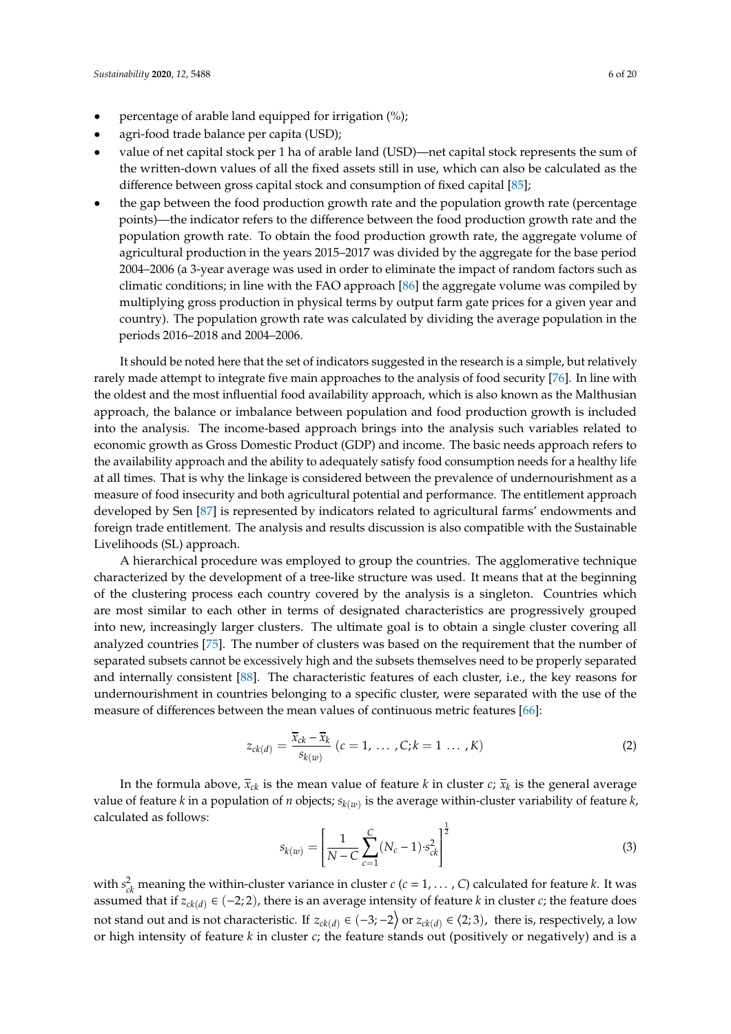- percentage of arable land equipped for irrigation (%);
- agri-food trade balance per capita (USD);
- value of net capital stock per 1 ha of arable land (USD)—net capital stock represents the sum of the written-down values of all the fixed assets still in use, which can also be calculated as the difference between gross capital stock and consumption of fixed capital [85];
- the gap between the food production growth rate and the population growth rate (percentage points)—the indicator refers to the difference between the food production growth rate and the population growth rate. To obtain the food production growth rate, the aggregate volume of agricultural production in the years 2015–2017 was divided by the aggregate for the base period 2004–2006 (a 3-year average was used in order to eliminate the impact of random factors such as climatic conditions; in line with the FAO approach [86] the aggregate volume was compiled by multiplying gross production in physical terms by output farm gate prices for a given year and country). The population growth rate was calculated by dividing the average population in the periods 2016–2018 and 2004–2006.

It should be noted here that the set of indicators suggested in the research is a simple, but relatively rarely made attempt to integrate five main approaches to the analysis of food security [76]. In line with the oldest and the most influential food availability approach, which is also known as the Malthusian approach, the balance or imbalance between population and food production growth is included into the analysis. The income-based approach brings into the analysis such variables related to economic growth as Gross Domestic Product (GDP) and income. The basic needs approach refers to the availability approach and the ability to adequately satisfy food consumption needs for a healthy life at all times. That is why the linkage is considered between the prevalence of undernourishment as a measure of food insecurity and both agricultural potential and performance. The entitlement approach developed by Sen [87] is represented by indicators related to agricultural farms' endowments and foreign trade entitlement. The analysis and results discussion is also compatible with the Sustainable Livelihoods (SL) approach.

A hierarchical procedure was employed to group the countries. The agglomerative technique characterized by the development of a tree-like structure was used. It means that at the beginning of the clustering process each country covered by the analysis is a singleton. Countries which are most similar to each other in terms of designated characteristics are progressively grouped into new, increasingly larger clusters. The ultimate goal is to obtain a single cluster covering all analyzed countries [75]. The number of clusters was based on the requirement that the number of separated subsets cannot be excessively high and the subsets themselves need to be properly separated and internally consistent [88]. The characteristic features of each cluster, i.e., the key reasons for undernourishment in countries belonging to a specific cluster, were separated with the use of the measure of differences between the mean values of continuous metric features [66]:

$$z_{ck(d)} = \frac{\overline{x}_{ck} - \overline{x}_k}{s_{k(w)}} \; (c = 1, \ldots, C; k = 1 \ldots, K) \tag{2}$$

In the formula above, $\overline{x}_{ck}$ is the mean value of feature $k$ in cluster $c$; $\overline{x}_k$ is the general average value of feature $k$ in a population of $n$ objects; $s_{k(w)}$ is the average within-cluster variability of feature $k$, calculated as follows:

$$s_{k(w)} = \left[\frac{1}{N - C}\sum_{c=1}^{C}(N_c - 1)\cdot s_{ck}^2\right]^{\frac{1}{2}} \tag{3}$$

with $s_{ck}^2$ meaning the within-cluster variance in cluster $c$ ($c = 1, \ldots, C$) calculated for feature $k$. It was assumed that if $z_{ck(d)} \in (-2; 2)$, there is an average intensity of feature $k$ in cluster $c$; the feature does not stand out and is not characteristic. If $z_{ck(d)} \in (-3; -2\rangle$ or $z_{ck(d)} \in \langle 2; 3)$, there is, respectively, a low or high intensity of feature $k$ in cluster $c$; the feature stands out (positively or negatively) and is a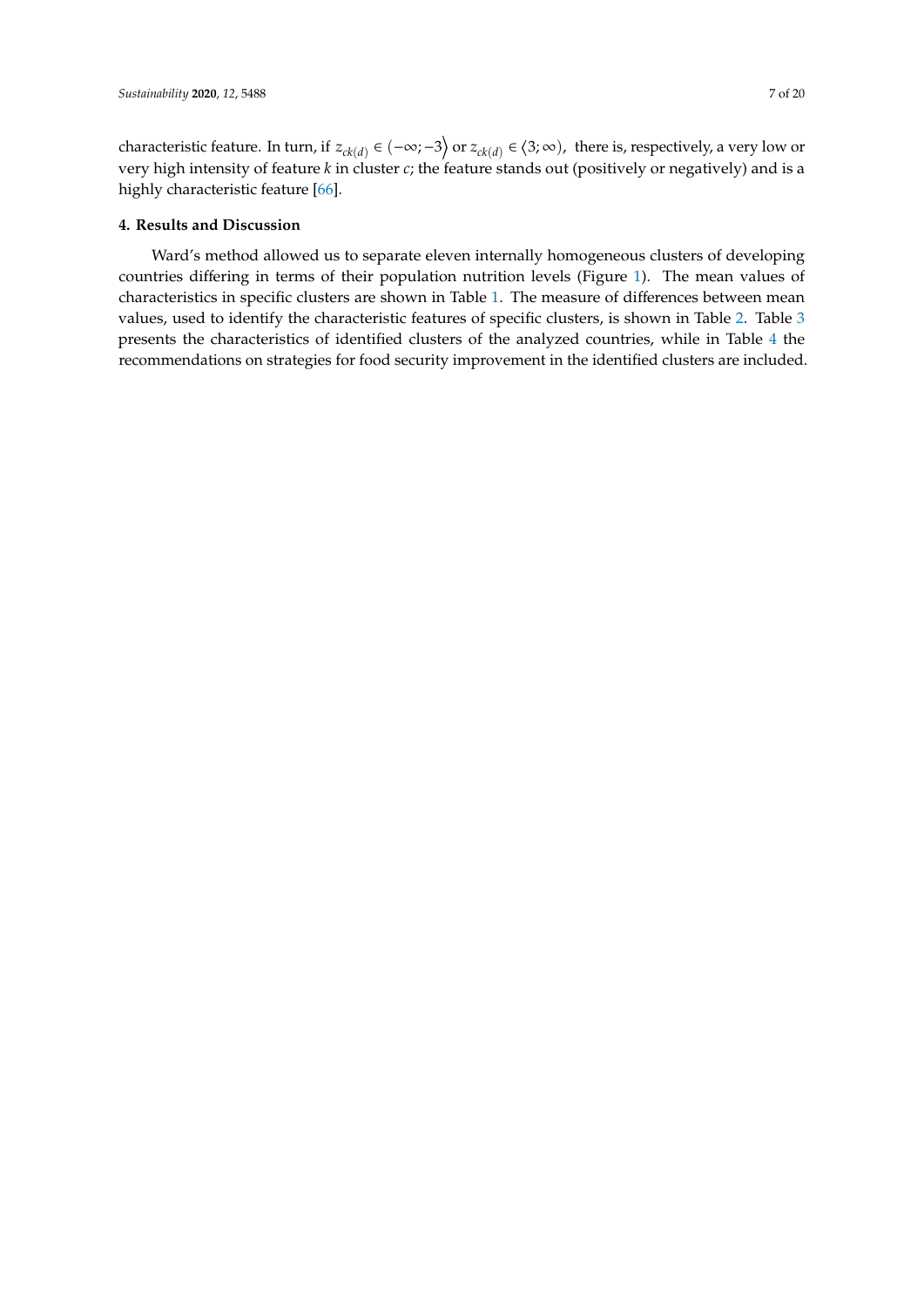characteristic feature. In turn, if $z_{ck(d)} \in \left(-\infty; -3\right\rangle$ or $z_{ck(d)} \in \left\langle 3; \infty\right)$, there is, respectively, a very low or very high intensity of feature $k$ in cluster $c$; the feature stands out (positively or negatively) and is a highly characteristic feature [66].

## 4. Results and Discussion

Ward's method allowed us to separate eleven internally homogeneous clusters of developing countries differing in terms of their population nutrition levels (Figure 1). The mean values of characteristics in specific clusters are shown in Table 1. The measure of differences between mean values, used to identify the characteristic features of specific clusters, is shown in Table 2. Table 3 presents the characteristics of identified clusters of the analyzed countries, while in Table 4 the recommendations on strategies for food security improvement in the identified clusters are included.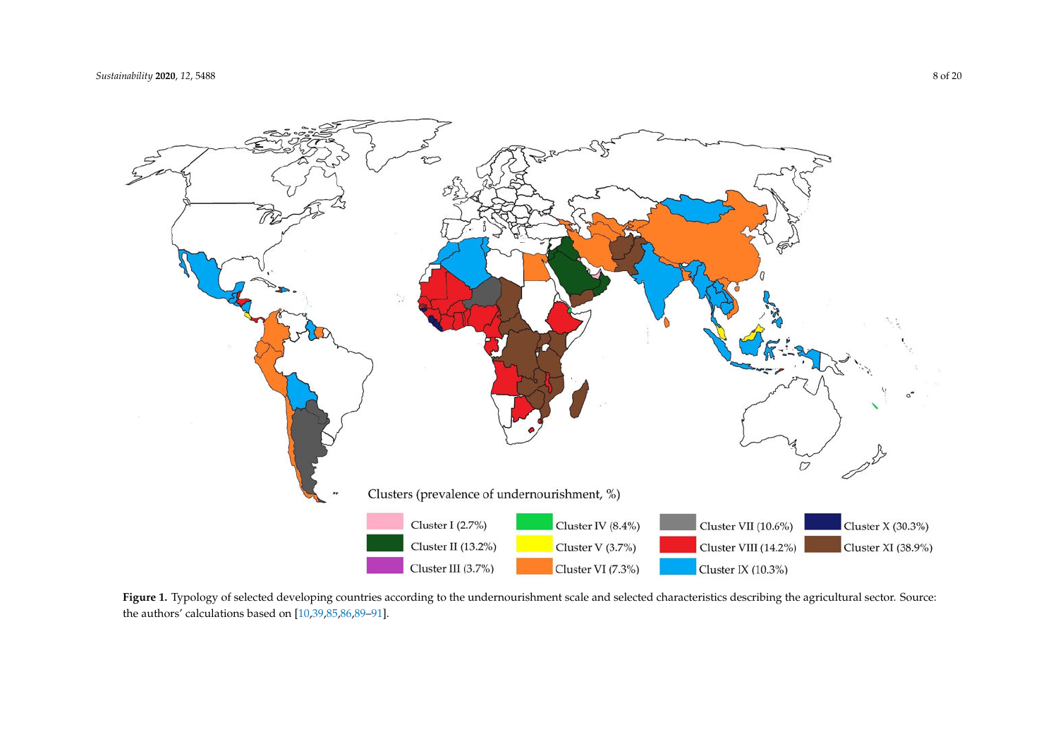**Figure 1.** Typology of selected developing countries according to the undernourishment scale and selected characteristics describing the agricultural sector. Source: the authors' calculations based on [10,39,85,86,89–91].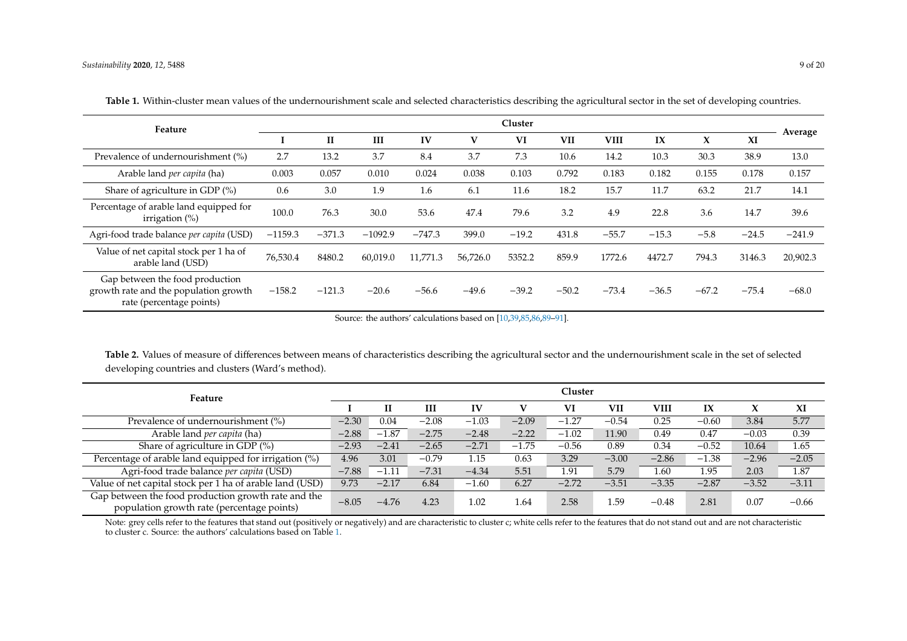**Table 1.** Within-cluster mean values of the undernourishment scale and selected characteristics describing the agricultural sector in the set of developing countries.

| Feature | Cluster | | | | | | | | | | | Average |
|---|---|---|---|---|---|---|---|---|---|---|---|---|
| | I | II | III | IV | V | VI | VII | VIII | IX | X | XI | |
| Prevalence of undernourishment (%) | 2.7 | 13.2 | 3.7 | 8.4 | 3.7 | 7.3 | 10.6 | 14.2 | 10.3 | 30.3 | 38.9 | 13.0 |
| Arable land *per capita* (ha) | 0.003 | 0.057 | 0.010 | 0.024 | 0.038 | 0.103 | 0.792 | 0.183 | 0.182 | 0.155 | 0.178 | 0.157 |
| Share of agriculture in GDP (%) | 0.6 | 3.0 | 1.9 | 1.6 | 6.1 | 11.6 | 18.2 | 15.7 | 11.7 | 63.2 | 21.7 | 14.1 |
| Percentage of arable land equipped for irrigation (%) | 100.0 | 76.3 | 30.0 | 53.6 | 47.4 | 79.6 | 3.2 | 4.9 | 22.8 | 3.6 | 14.7 | 39.6 |
| Agri-food trade balance *per capita* (USD) | −1159.3 | −371.3 | −1092.9 | −747.3 | 399.0 | −19.2 | 431.8 | −55.7 | −15.3 | −5.8 | −24.5 | −241.9 |
| Value of net capital stock per 1 ha of arable land (USD) | 76,530.4 | 8480.2 | 60,019.0 | 11,771.3 | 56,726.0 | 5352.2 | 859.9 | 1772.6 | 4472.7 | 794.3 | 3146.3 | 20,902.3 |
| Gap between the food production growth rate and the population growth rate (percentage points) | −158.2 | −121.3 | −20.6 | −56.6 | −49.6 | −39.2 | −50.2 | −73.4 | −36.5 | −67.2 | −75.4 | −68.0 |

Source: the authors' calculations based on [10,39,85,86,89–91].

**Table 2.** Values of measure of differences between means of characteristics describing the agricultural sector and the undernourishment scale in the set of selected developing countries and clusters (Ward's method).

| Feature | Cluster | | | | | | | | | | |
|---|---|---|---|---|---|---|---|---|---|---|---|
| | I | II | III | IV | V | VI | VII | VIII | IX | X | XI |
| Prevalence of undernourishment (%) | −2.30 | 0.04 | −2.08 | −1.03 | −2.09 | −1.27 | −0.54 | 0.25 | −0.60 | 3.84 | 5.77 |
| Arable land *per capita* (ha) | −2.88 | −1.87 | −2.75 | −2.48 | −2.22 | −1.02 | 11.90 | 0.49 | 0.47 | −0.03 | 0.39 |
| Share of agriculture in GDP (%) | −2.93 | −2.41 | −2.65 | −2.71 | −1.75 | −0.56 | 0.89 | 0.34 | −0.52 | 10.64 | 1.65 |
| Percentage of arable land equipped for irrigation (%) | 4.96 | 3.01 | −0.79 | 1.15 | 0.63 | 3.29 | −3.00 | −2.86 | −1.38 | −2.96 | −2.05 |
| Agri-food trade balance *per capita* (USD) | −7.88 | −1.11 | −7.31 | −4.34 | 5.51 | 1.91 | 5.79 | 1.60 | 1.95 | 2.03 | 1.87 |
| Value of net capital stock per 1 ha of arable land (USD) | 9.73 | −2.17 | 6.84 | −1.60 | 6.27 | −2.72 | −3.51 | −3.35 | −2.87 | −3.52 | −3.11 |
| Gap between the food production growth rate and the population growth rate (percentage points) | −8.05 | −4.76 | 4.23 | 1.02 | 1.64 | 2.58 | 1.59 | −0.48 | 2.81 | 0.07 | −0.66 |

Note: grey cells refer to the features that stand out (positively or negatively) and are characteristic to cluster c; white cells refer to the features that do not stand out and are not characteristic to cluster c. Source: the authors' calculations based on Table 1.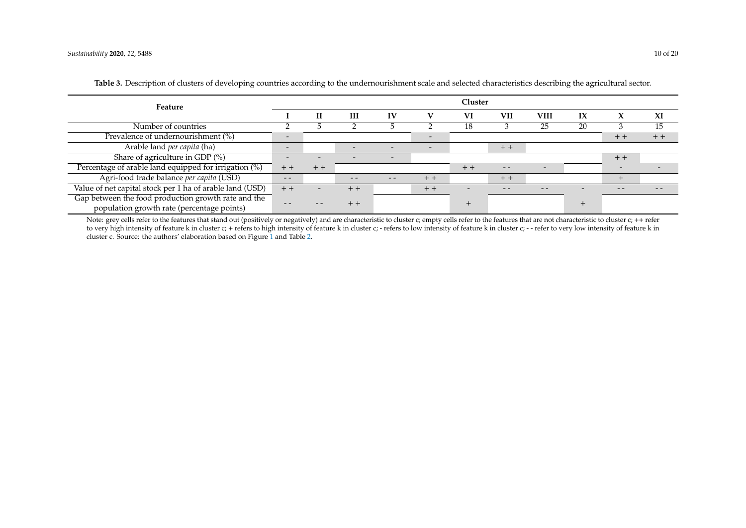**Table 3.** Description of clusters of developing countries according to the undernourishment scale and selected characteristics describing the agricultural sector.

| Feature | Cluster | | | | | | | | | | |
|---|---|---|---|---|---|---|---|---|---|---|---|
| | I | II | III | IV | V | VI | VII | VIII | IX | X | XI |
| Number of countries | 2 | 5 | 2 | 5 | 2 | 18 | 3 | 25 | 20 | 3 | 15 |
| Prevalence of undernourishment (%) | - | | | | - | | | | | + + | + + |
| Arable land *per capita* (ha) | - | | - | - | - | | + + | | | | |
| Share of agriculture in GDP (%) | - | - | - | - | | | | | | + + | |
| Percentage of arable land equipped for irrigation (%) | + + | + + | | | | + + | - - | - | | - | - |
| Agri-food trade balance *per capita* (USD) | - - | | - - | - - | + + | | + + | | | + | |
| Value of net capital stock per 1 ha of arable land (USD) | + + | - | + + | | + + | - | - - | - - | - | - - | - - |
| Gap between the food production growth rate and the population growth rate (percentage points) | - - | - - | + + | | | + | | | + | | |

Note: grey cells refer to the features that stand out (positively or negatively) and are characteristic to cluster c; empty cells refer to the features that are not characteristic to cluster c; ++ refer to very high intensity of feature k in cluster c; + refers to high intensity of feature k in cluster c; - refers to low intensity of feature k in cluster c; - - refer to very low intensity of feature k in cluster c. Source: the authors' elaboration based on Figure 1 and Table 2.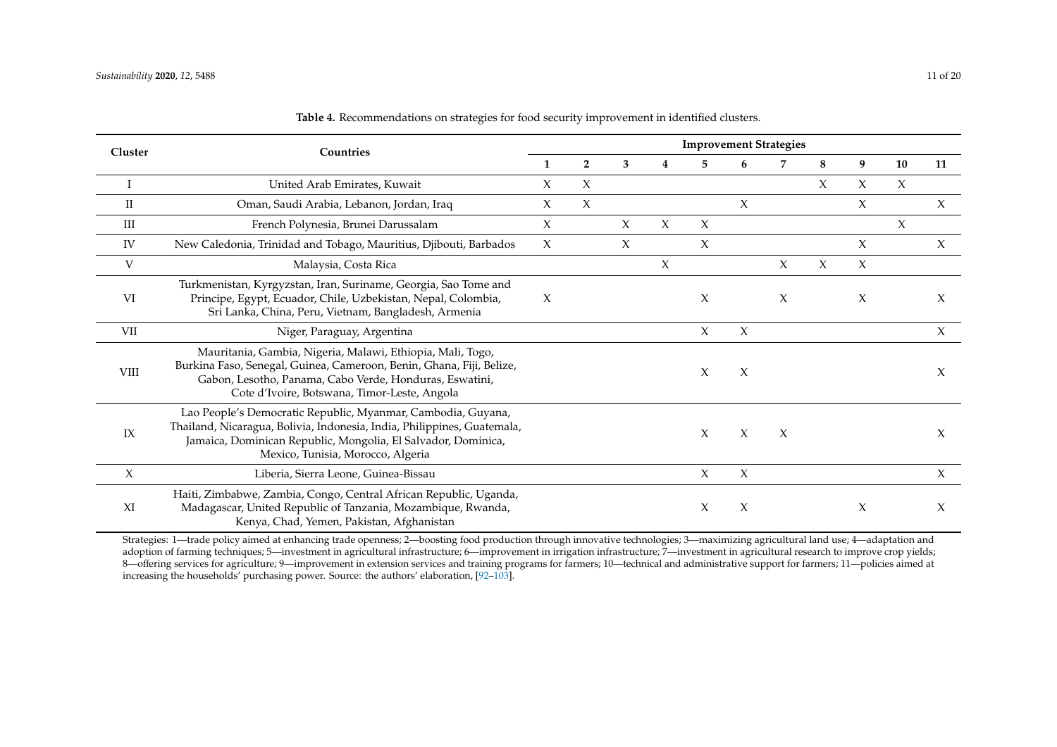**Table 4.** Recommendations on strategies for food security improvement in identified clusters.

| Cluster | Countries | Improvement Strategies | | | | | | | | | | |
|---|---|---|---|---|---|---|---|---|---|---|---|---|
| | | 1 | 2 | 3 | 4 | 5 | 6 | 7 | 8 | 9 | 10 | 11 |
| I | United Arab Emirates, Kuwait | X | X | | | | | | X | X | X | |
| II | Oman, Saudi Arabia, Lebanon, Jordan, Iraq | X | X | | | | X | | | X | | X |
| III | French Polynesia, Brunei Darussalam | X | | X | X | X | | | | | X | |
| IV | New Caledonia, Trinidad and Tobago, Mauritius, Djibouti, Barbados | X | | X | | X | | | | X | | X |
| V | Malaysia, Costa Rica | | | | X | | | X | X | X | | |
| VI | Turkmenistan, Kyrgyzstan, Iran, Suriname, Georgia, Sao Tome and Principe, Egypt, Ecuador, Chile, Uzbekistan, Nepal, Colombia, Sri Lanka, China, Peru, Vietnam, Bangladesh, Armenia | X | | | | X | | X | | X | | X |
| VII | Niger, Paraguay, Argentina | | | | | X | X | | | | | X |
| VIII | Mauritania, Gambia, Nigeria, Malawi, Ethiopia, Mali, Togo, Burkina Faso, Senegal, Guinea, Cameroon, Benin, Ghana, Fiji, Belize, Gabon, Lesotho, Panama, Cabo Verde, Honduras, Eswatini, Cote d'Ivoire, Botswana, Timor-Leste, Angola | | | | | X | X | | | | | X |
| IX | Lao People's Democratic Republic, Myanmar, Cambodia, Guyana, Thailand, Nicaragua, Bolivia, Indonesia, India, Philippines, Guatemala, Jamaica, Dominican Republic, Mongolia, El Salvador, Dominica, Mexico, Tunisia, Morocco, Algeria | | | | | X | X | X | | | | X |
| X | Liberia, Sierra Leone, Guinea-Bissau | | | | | X | X | | | | | X |
| XI | Haiti, Zimbabwe, Zambia, Congo, Central African Republic, Uganda, Madagascar, United Republic of Tanzania, Mozambique, Rwanda, Kenya, Chad, Yemen, Pakistan, Afghanistan | | | | | X | X | | | X | | X |

Strategies: 1—trade policy aimed at enhancing trade openness; 2—boosting food production through innovative technologies; 3—maximizing agricultural land use; 4—adaptation and adoption of farming techniques; 5—investment in agricultural infrastructure; 6—improvement in irrigation infrastructure; 7—investment in agricultural research to improve crop yields; 8—offering services for agriculture; 9—improvement in extension services and training programs for farmers; 10—technical and administrative support for farmers; 11—policies aimed at increasing the households' purchasing power. Source: the authors' elaboration, [92–103].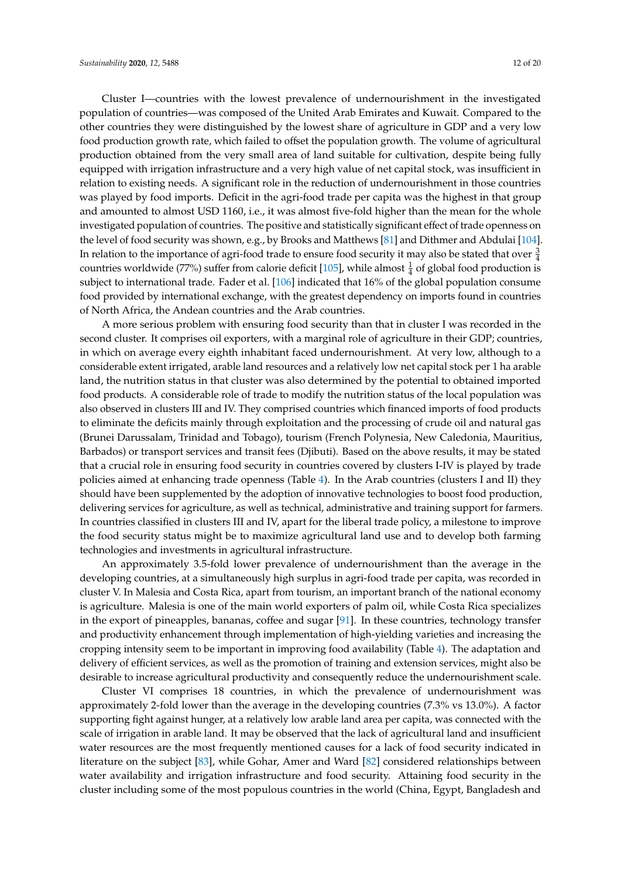Cluster I—countries with the lowest prevalence of undernourishment in the investigated population of countries—was composed of the United Arab Emirates and Kuwait. Compared to the other countries they were distinguished by the lowest share of agriculture in GDP and a very low food production growth rate, which failed to offset the population growth. The volume of agricultural production obtained from the very small area of land suitable for cultivation, despite being fully equipped with irrigation infrastructure and a very high value of net capital stock, was insufficient in relation to existing needs. A significant role in the reduction of undernourishment in those countries was played by food imports. Deficit in the agri-food trade per capita was the highest in that group and amounted to almost USD 1160, i.e., it was almost five-fold higher than the mean for the whole investigated population of countries. The positive and statistically significant effect of trade openness on the level of food security was shown, e.g., by Brooks and Matthews [81] and Dithmer and Abdulai [104]. In relation to the importance of agri-food trade to ensure food security it may also be stated that over $\frac{3}{4}$ countries worldwide (77%) suffer from calorie deficit [105], while almost $\frac{1}{4}$ of global food production is subject to international trade. Fader et al. [106] indicated that 16% of the global population consume food provided by international exchange, with the greatest dependency on imports found in countries of North Africa, the Andean countries and the Arab countries.

A more serious problem with ensuring food security than that in cluster I was recorded in the second cluster. It comprises oil exporters, with a marginal role of agriculture in their GDP; countries, in which on average every eighth inhabitant faced undernourishment. At very low, although to a considerable extent irrigated, arable land resources and a relatively low net capital stock per 1 ha arable land, the nutrition status in that cluster was also determined by the potential to obtained imported food products. A considerable role of trade to modify the nutrition status of the local population was also observed in clusters III and IV. They comprised countries which financed imports of food products to eliminate the deficits mainly through exploitation and the processing of crude oil and natural gas (Brunei Darussalam, Trinidad and Tobago), tourism (French Polynesia, New Caledonia, Mauritius, Barbados) or transport services and transit fees (Djibuti). Based on the above results, it may be stated that a crucial role in ensuring food security in countries covered by clusters I-IV is played by trade policies aimed at enhancing trade openness (Table 4). In the Arab countries (clusters I and II) they should have been supplemented by the adoption of innovative technologies to boost food production, delivering services for agriculture, as well as technical, administrative and training support for farmers. In countries classified in clusters III and IV, apart for the liberal trade policy, a milestone to improve the food security status might be to maximize agricultural land use and to develop both farming technologies and investments in agricultural infrastructure.

An approximately 3.5-fold lower prevalence of undernourishment than the average in the developing countries, at a simultaneously high surplus in agri-food trade per capita, was recorded in cluster V. In Malesia and Costa Rica, apart from tourism, an important branch of the national economy is agriculture. Malesia is one of the main world exporters of palm oil, while Costa Rica specializes in the export of pineapples, bananas, coffee and sugar [91]. In these countries, technology transfer and productivity enhancement through implementation of high-yielding varieties and increasing the cropping intensity seem to be important in improving food availability (Table 4). The adaptation and delivery of efficient services, as well as the promotion of training and extension services, might also be desirable to increase agricultural productivity and consequently reduce the undernourishment scale.

Cluster VI comprises 18 countries, in which the prevalence of undernourishment was approximately 2-fold lower than the average in the developing countries (7.3% vs 13.0%). A factor supporting fight against hunger, at a relatively low arable land area per capita, was connected with the scale of irrigation in arable land. It may be observed that the lack of agricultural land and insufficient water resources are the most frequently mentioned causes for a lack of food security indicated in literature on the subject [83], while Gohar, Amer and Ward [82] considered relationships between water availability and irrigation infrastructure and food security. Attaining food security in the cluster including some of the most populous countries in the world (China, Egypt, Bangladesh and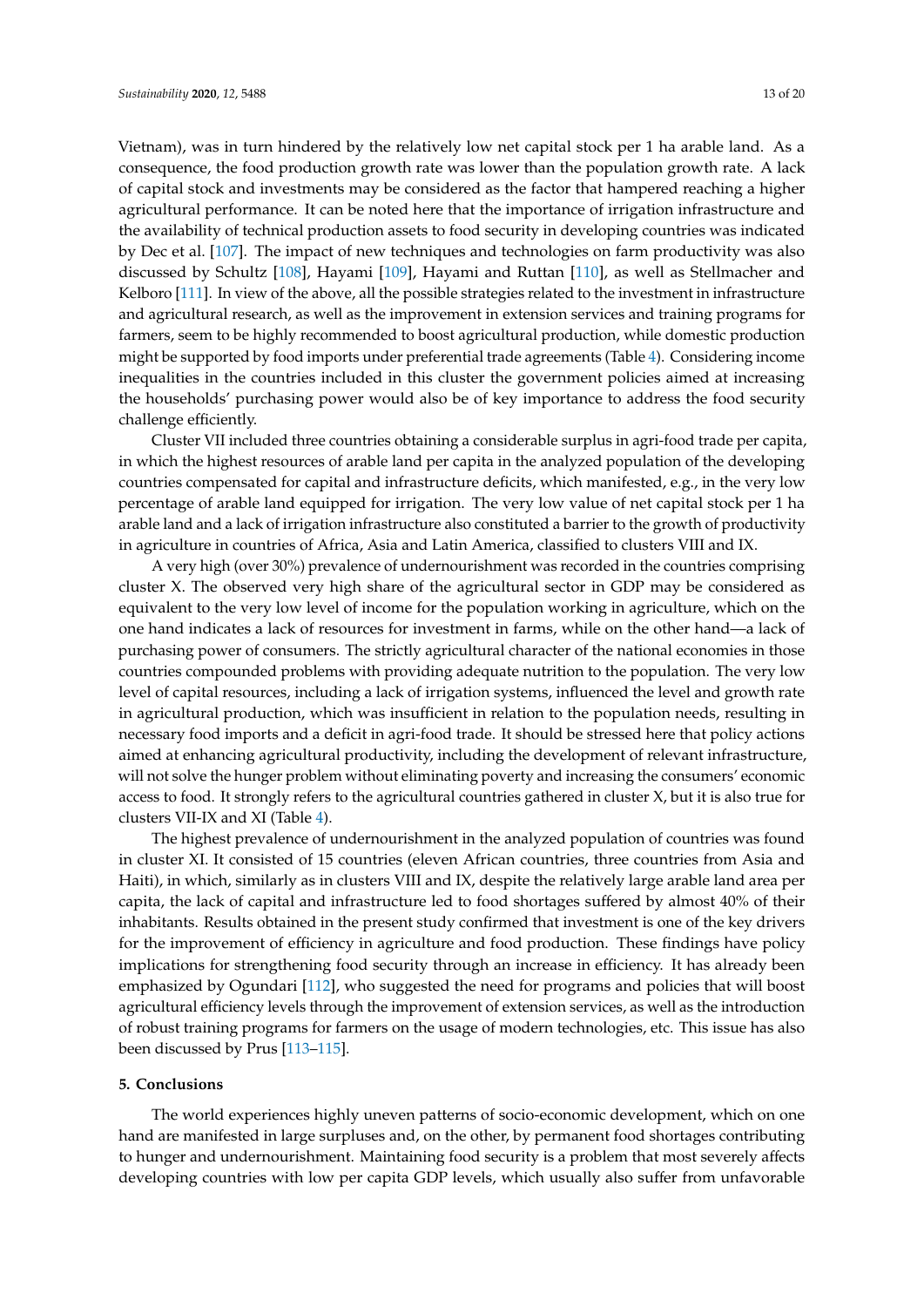Vietnam), was in turn hindered by the relatively low net capital stock per 1 ha arable land. As a consequence, the food production growth rate was lower than the population growth rate. A lack of capital stock and investments may be considered as the factor that hampered reaching a higher agricultural performance. It can be noted here that the importance of irrigation infrastructure and the availability of technical production assets to food security in developing countries was indicated by Dec et al. [107]. The impact of new techniques and technologies on farm productivity was also discussed by Schultz [108], Hayami [109], Hayami and Ruttan [110], as well as Stellmacher and Kelboro [111]. In view of the above, all the possible strategies related to the investment in infrastructure and agricultural research, as well as the improvement in extension services and training programs for farmers, seem to be highly recommended to boost agricultural production, while domestic production might be supported by food imports under preferential trade agreements (Table 4). Considering income inequalities in the countries included in this cluster the government policies aimed at increasing the households' purchasing power would also be of key importance to address the food security challenge efficiently.

Cluster VII included three countries obtaining a considerable surplus in agri-food trade per capita, in which the highest resources of arable land per capita in the analyzed population of the developing countries compensated for capital and infrastructure deficits, which manifested, e.g., in the very low percentage of arable land equipped for irrigation. The very low value of net capital stock per 1 ha arable land and a lack of irrigation infrastructure also constituted a barrier to the growth of productivity in agriculture in countries of Africa, Asia and Latin America, classified to clusters VIII and IX.

A very high (over 30%) prevalence of undernourishment was recorded in the countries comprising cluster X. The observed very high share of the agricultural sector in GDP may be considered as equivalent to the very low level of income for the population working in agriculture, which on the one hand indicates a lack of resources for investment in farms, while on the other hand—a lack of purchasing power of consumers. The strictly agricultural character of the national economies in those countries compounded problems with providing adequate nutrition to the population. The very low level of capital resources, including a lack of irrigation systems, influenced the level and growth rate in agricultural production, which was insufficient in relation to the population needs, resulting in necessary food imports and a deficit in agri-food trade. It should be stressed here that policy actions aimed at enhancing agricultural productivity, including the development of relevant infrastructure, will not solve the hunger problem without eliminating poverty and increasing the consumers' economic access to food. It strongly refers to the agricultural countries gathered in cluster X, but it is also true for clusters VII-IX and XI (Table 4).

The highest prevalence of undernourishment in the analyzed population of countries was found in cluster XI. It consisted of 15 countries (eleven African countries, three countries from Asia and Haiti), in which, similarly as in clusters VIII and IX, despite the relatively large arable land area per capita, the lack of capital and infrastructure led to food shortages suffered by almost 40% of their inhabitants. Results obtained in the present study confirmed that investment is one of the key drivers for the improvement of efficiency in agriculture and food production. These findings have policy implications for strengthening food security through an increase in efficiency. It has already been emphasized by Ogundari [112], who suggested the need for programs and policies that will boost agricultural efficiency levels through the improvement of extension services, as well as the introduction of robust training programs for farmers on the usage of modern technologies, etc. This issue has also been discussed by Prus [113–115].

## 5. Conclusions

The world experiences highly uneven patterns of socio-economic development, which on one hand are manifested in large surpluses and, on the other, by permanent food shortages contributing to hunger and undernourishment. Maintaining food security is a problem that most severely affects developing countries with low per capita GDP levels, which usually also suffer from unfavorable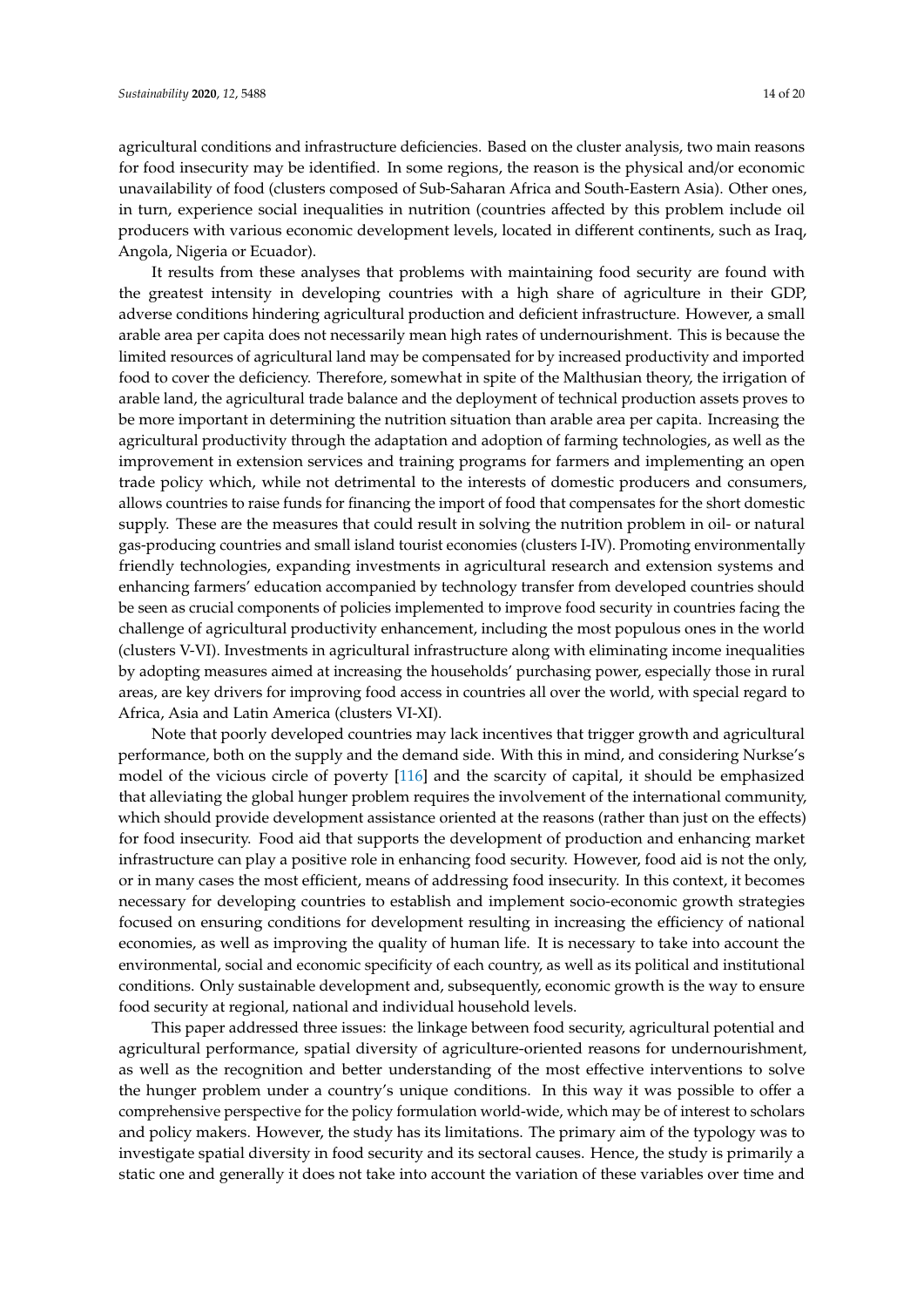agricultural conditions and infrastructure deficiencies. Based on the cluster analysis, two main reasons for food insecurity may be identified. In some regions, the reason is the physical and/or economic unavailability of food (clusters composed of Sub-Saharan Africa and South-Eastern Asia). Other ones, in turn, experience social inequalities in nutrition (countries affected by this problem include oil producers with various economic development levels, located in different continents, such as Iraq, Angola, Nigeria or Ecuador).

It results from these analyses that problems with maintaining food security are found with the greatest intensity in developing countries with a high share of agriculture in their GDP, adverse conditions hindering agricultural production and deficient infrastructure. However, a small arable area per capita does not necessarily mean high rates of undernourishment. This is because the limited resources of agricultural land may be compensated for by increased productivity and imported food to cover the deficiency. Therefore, somewhat in spite of the Malthusian theory, the irrigation of arable land, the agricultural trade balance and the deployment of technical production assets proves to be more important in determining the nutrition situation than arable area per capita. Increasing the agricultural productivity through the adaptation and adoption of farming technologies, as well as the improvement in extension services and training programs for farmers and implementing an open trade policy which, while not detrimental to the interests of domestic producers and consumers, allows countries to raise funds for financing the import of food that compensates for the short domestic supply. These are the measures that could result in solving the nutrition problem in oil- or natural gas-producing countries and small island tourist economies (clusters I-IV). Promoting environmentally friendly technologies, expanding investments in agricultural research and extension systems and enhancing farmers' education accompanied by technology transfer from developed countries should be seen as crucial components of policies implemented to improve food security in countries facing the challenge of agricultural productivity enhancement, including the most populous ones in the world (clusters V-VI). Investments in agricultural infrastructure along with eliminating income inequalities by adopting measures aimed at increasing the households' purchasing power, especially those in rural areas, are key drivers for improving food access in countries all over the world, with special regard to Africa, Asia and Latin America (clusters VI-XI).

Note that poorly developed countries may lack incentives that trigger growth and agricultural performance, both on the supply and the demand side. With this in mind, and considering Nurkse's model of the vicious circle of poverty [116] and the scarcity of capital, it should be emphasized that alleviating the global hunger problem requires the involvement of the international community, which should provide development assistance oriented at the reasons (rather than just on the effects) for food insecurity. Food aid that supports the development of production and enhancing market infrastructure can play a positive role in enhancing food security. However, food aid is not the only, or in many cases the most efficient, means of addressing food insecurity. In this context, it becomes necessary for developing countries to establish and implement socio-economic growth strategies focused on ensuring conditions for development resulting in increasing the efficiency of national economies, as well as improving the quality of human life. It is necessary to take into account the environmental, social and economic specificity of each country, as well as its political and institutional conditions. Only sustainable development and, subsequently, economic growth is the way to ensure food security at regional, national and individual household levels.

This paper addressed three issues: the linkage between food security, agricultural potential and agricultural performance, spatial diversity of agriculture-oriented reasons for undernourishment, as well as the recognition and better understanding of the most effective interventions to solve the hunger problem under a country's unique conditions. In this way it was possible to offer a comprehensive perspective for the policy formulation world-wide, which may be of interest to scholars and policy makers. However, the study has its limitations. The primary aim of the typology was to investigate spatial diversity in food security and its sectoral causes. Hence, the study is primarily a static one and generally it does not take into account the variation of these variables over time and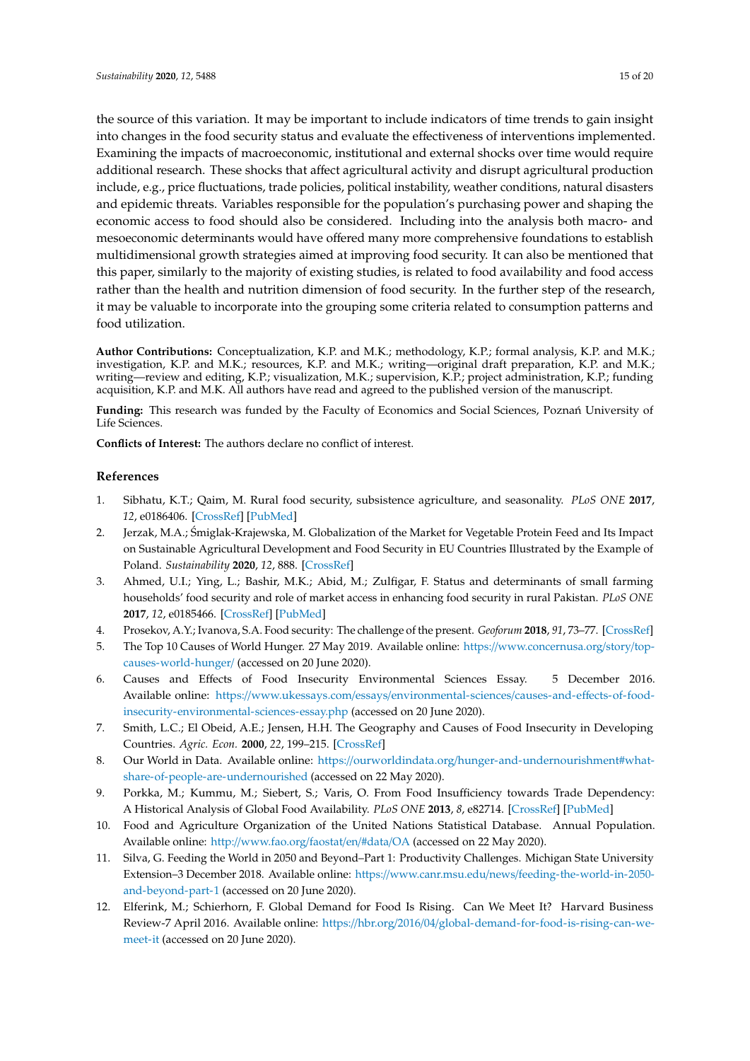the source of this variation. It may be important to include indicators of time trends to gain insight into changes in the food security status and evaluate the effectiveness of interventions implemented. Examining the impacts of macroeconomic, institutional and external shocks over time would require additional research. These shocks that affect agricultural activity and disrupt agricultural production include, e.g., price fluctuations, trade policies, political instability, weather conditions, natural disasters and epidemic threats. Variables responsible for the population's purchasing power and shaping the economic access to food should also be considered. Including into the analysis both macro- and mesoeconomic determinants would have offered many more comprehensive foundations to establish multidimensional growth strategies aimed at improving food security. It can also be mentioned that this paper, similarly to the majority of existing studies, is related to food availability and food access rather than the health and nutrition dimension of food security. In the further step of the research, it may be valuable to incorporate into the grouping some criteria related to consumption patterns and food utilization.

**Author Contributions:** Conceptualization, K.P. and M.K.; methodology, K.P.; formal analysis, K.P. and M.K.; investigation, K.P. and M.K.; resources, K.P. and M.K.; writing—original draft preparation, K.P. and M.K.; writing—review and editing, K.P.; visualization, M.K.; supervision, K.P.; project administration, K.P.; funding acquisition, K.P. and M.K. All authors have read and agreed to the published version of the manuscript.

**Funding:** This research was funded by the Faculty of Economics and Social Sciences, Poznań University of Life Sciences.

**Conflicts of Interest:** The authors declare no conflict of interest.

## References

1. Sibhatu, K.T.; Qaim, M. Rural food security, subsistence agriculture, and seasonality. *PLoS ONE* **2017**, *12*, e0186406. [CrossRef] [PubMed]
2. Jerzak, M.A.; Śmiglak-Krajewska, M. Globalization of the Market for Vegetable Protein Feed and Its Impact on Sustainable Agricultural Development and Food Security in EU Countries Illustrated by the Example of Poland. *Sustainability* **2020**, *12*, 888. [CrossRef]
3. Ahmed, U.I.; Ying, L.; Bashir, M.K.; Abid, M.; Zulfigar, F. Status and determinants of small farming households' food security and role of market access in enhancing food security in rural Pakistan. *PLoS ONE* **2017**, *12*, e0185466. [CrossRef] [PubMed]
4. Prosekov, A.Y.; Ivanova, S.A. Food security: The challenge of the present. *Geoforum* **2018**, *91*, 73–77. [CrossRef]
5. The Top 10 Causes of World Hunger. 27 May 2019. Available online: https://www.concernusa.org/story/top-causes-world-hunger/ (accessed on 20 June 2020).
6. Causes and Effects of Food Insecurity Environmental Sciences Essay. 5 December 2016. Available online: https://www.ukessays.com/essays/environmental-sciences/causes-and-effects-of-food-insecurity-environmental-sciences-essay.php (accessed on 20 June 2020).
7. Smith, L.C.; El Obeid, A.E.; Jensen, H.H. The Geography and Causes of Food Insecurity in Developing Countries. *Agric. Econ.* **2000**, *22*, 199–215. [CrossRef]
8. Our World in Data. Available online: https://ourworldindata.org/hunger-and-undernourishment#what-share-of-people-are-undernourished (accessed on 22 May 2020).
9. Porkka, M.; Kummu, M.; Siebert, S.; Varis, O. From Food Insufficiency towards Trade Dependency: A Historical Analysis of Global Food Availability. *PLoS ONE* **2013**, *8*, e82714. [CrossRef] [PubMed]
10. Food and Agriculture Organization of the United Nations Statistical Database. Annual Population. Available online: http://www.fao.org/faostat/en/#data/OA (accessed on 22 May 2020).
11. Silva, G. Feeding the World in 2050 and Beyond–Part 1: Productivity Challenges. Michigan State University Extension–3 December 2018. Available online: https://www.canr.msu.edu/news/feeding-the-world-in-2050-and-beyond-part-1 (accessed on 20 June 2020).
12. Elferink, M.; Schierhorn, F. Global Demand for Food Is Rising. Can We Meet It? Harvard Business Review-7 April 2016. Available online: https://hbr.org/2016/04/global-demand-for-food-is-rising-can-we-meet-it (accessed on 20 June 2020).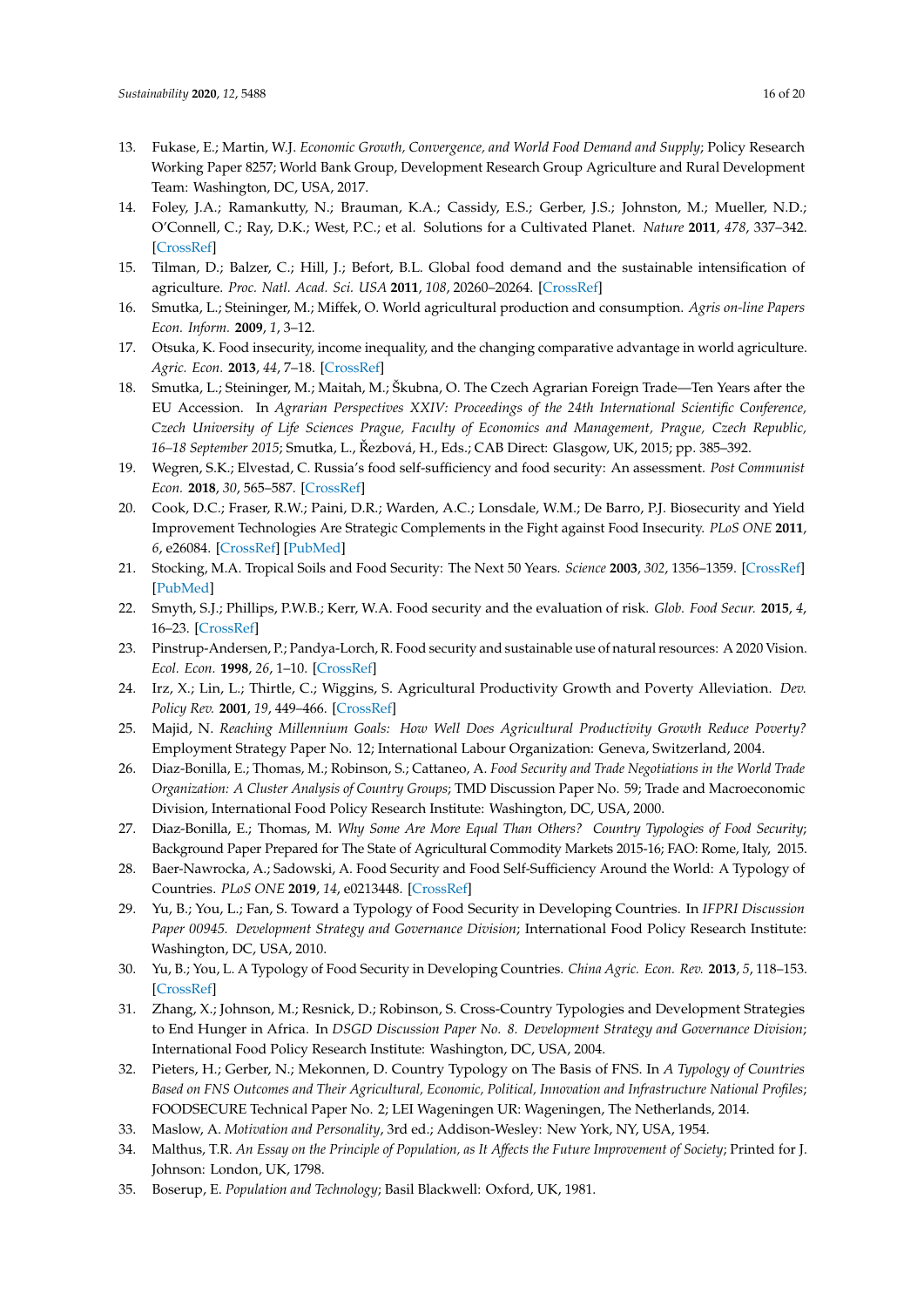13. Fukase, E.; Martin, W.J. *Economic Growth, Convergence, and World Food Demand and Supply*; Policy Research Working Paper 8257; World Bank Group, Development Research Group Agriculture and Rural Development Team: Washington, DC, USA, 2017.
14. Foley, J.A.; Ramankutty, N.; Brauman, K.A.; Cassidy, E.S.; Gerber, J.S.; Johnston, M.; Mueller, N.D.; O'Connell, C.; Ray, D.K.; West, P.C.; et al. Solutions for a Cultivated Planet. *Nature* **2011**, *478*, 337–342. [CrossRef]
15. Tilman, D.; Balzer, C.; Hill, J.; Befort, B.L. Global food demand and the sustainable intensification of agriculture. *Proc. Natl. Acad. Sci. USA* **2011**, *108*, 20260–20264. [CrossRef]
16. Smutka, L.; Steininger, M.; Miffek, O. World agricultural production and consumption. *Agris on-line Papers Econ. Inform.* **2009**, *1*, 3–12.
17. Otsuka, K. Food insecurity, income inequality, and the changing comparative advantage in world agriculture. *Agric. Econ.* **2013**, *44*, 7–18. [CrossRef]
18. Smutka, L.; Steininger, M.; Maitah, M.; Škubna, O. The Czech Agrarian Foreign Trade—Ten Years after the EU Accession. In *Agrarian Perspectives XXIV: Proceedings of the 24th International Scientific Conference, Czech University of Life Sciences Prague, Faculty of Economics and Management, Prague, Czech Republic, 16–18 September 2015*; Smutka, L., Řezbová, H., Eds.; CAB Direct: Glasgow, UK, 2015; pp. 385–392.
19. Wegren, S.K.; Elvestad, C. Russia's food self-sufficiency and food security: An assessment. *Post Communist Econ.* **2018**, *30*, 565–587. [CrossRef]
20. Cook, D.C.; Fraser, R.W.; Paini, D.R.; Warden, A.C.; Lonsdale, W.M.; De Barro, P.J. Biosecurity and Yield Improvement Technologies Are Strategic Complements in the Fight against Food Insecurity. *PLoS ONE* **2011**, *6*, e26084. [CrossRef] [PubMed]
21. Stocking, M.A. Tropical Soils and Food Security: The Next 50 Years. *Science* **2003**, *302*, 1356–1359. [CrossRef] [PubMed]
22. Smyth, S.J.; Phillips, P.W.B.; Kerr, W.A. Food security and the evaluation of risk. *Glob. Food Secur.* **2015**, *4*, 16–23. [CrossRef]
23. Pinstrup-Andersen, P.; Pandya-Lorch, R. Food security and sustainable use of natural resources: A 2020 Vision. *Ecol. Econ.* **1998**, *26*, 1–10. [CrossRef]
24. Irz, X.; Lin, L.; Thirtle, C.; Wiggins, S. Agricultural Productivity Growth and Poverty Alleviation. *Dev. Policy Rev.* **2001**, *19*, 449–466. [CrossRef]
25. Majid, N. *Reaching Millennium Goals: How Well Does Agricultural Productivity Growth Reduce Poverty?* Employment Strategy Paper No. 12; International Labour Organization: Geneva, Switzerland, 2004.
26. Diaz-Bonilla, E.; Thomas, M.; Robinson, S.; Cattaneo, A. *Food Security and Trade Negotiations in the World Trade Organization: A Cluster Analysis of Country Groups*; TMD Discussion Paper No. 59; Trade and Macroeconomic Division, International Food Policy Research Institute: Washington, DC, USA, 2000.
27. Diaz-Bonilla, E.; Thomas, M. *Why Some Are More Equal Than Others? Country Typologies of Food Security*; Background Paper Prepared for The State of Agricultural Commodity Markets 2015-16; FAO: Rome, Italy, 2015.
28. Baer-Nawrocka, A.; Sadowski, A. Food Security and Food Self-Sufficiency Around the World: A Typology of Countries. *PLoS ONE* **2019**, *14*, e0213448. [CrossRef]
29. Yu, B.; You, L.; Fan, S. Toward a Typology of Food Security in Developing Countries. In *IFPRI Discussion Paper 00945. Development Strategy and Governance Division*; International Food Policy Research Institute: Washington, DC, USA, 2010.
30. Yu, B.; You, L. A Typology of Food Security in Developing Countries. *China Agric. Econ. Rev.* **2013**, *5*, 118–153. [CrossRef]
31. Zhang, X.; Johnson, M.; Resnick, D.; Robinson, S. Cross-Country Typologies and Development Strategies to End Hunger in Africa. In *DSGD Discussion Paper No. 8. Development Strategy and Governance Division*; International Food Policy Research Institute: Washington, DC, USA, 2004.
32. Pieters, H.; Gerber, N.; Mekonnen, D. Country Typology on The Basis of FNS. In *A Typology of Countries Based on FNS Outcomes and Their Agricultural, Economic, Political, Innovation and Infrastructure National Profiles*; FOODSECURE Technical Paper No. 2; LEI Wageningen UR: Wageningen, The Netherlands, 2014.
33. Maslow, A. *Motivation and Personality*, 3rd ed.; Addison-Wesley: New York, NY, USA, 1954.
34. Malthus, T.R. *An Essay on the Principle of Population, as It Affects the Future Improvement of Society*; Printed for J. Johnson: London, UK, 1798.
35. Boserup, E. *Population and Technology*; Basil Blackwell: Oxford, UK, 1981.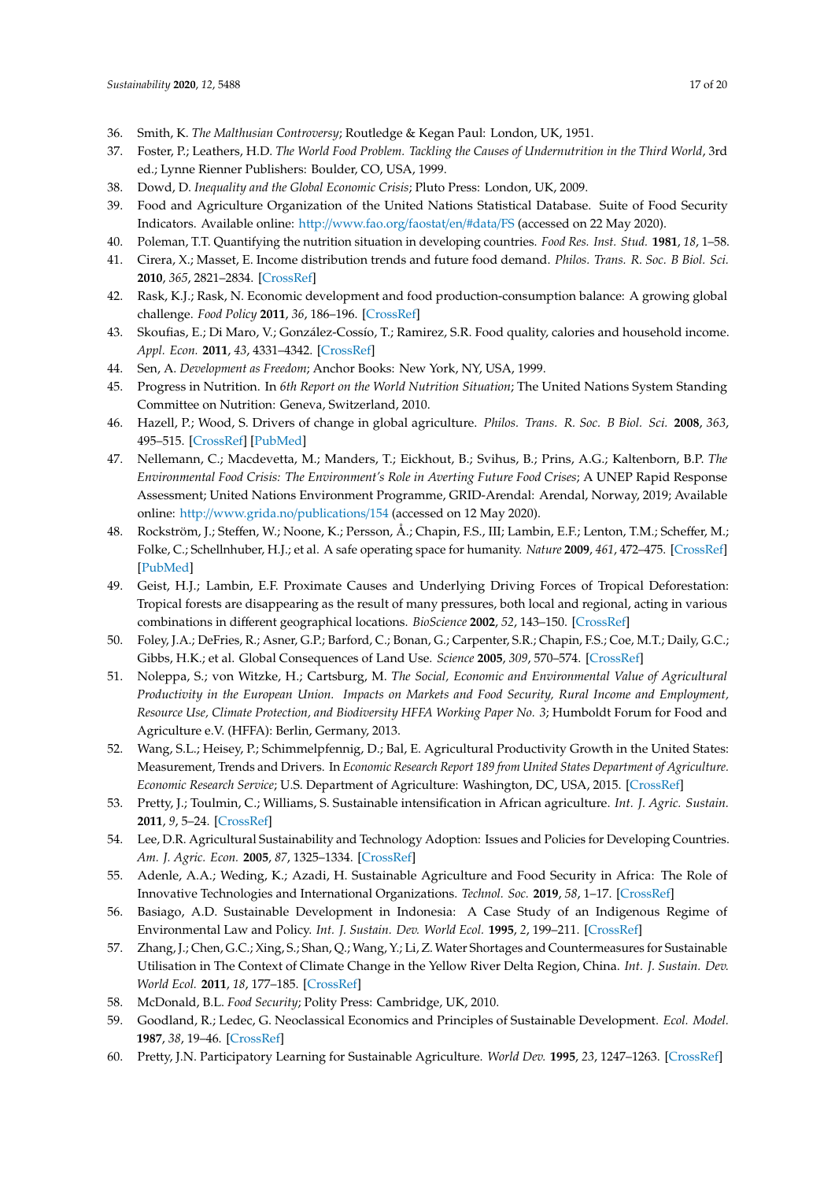36. Smith, K. *The Malthusian Controversy*; Routledge & Kegan Paul: London, UK, 1951.
37. Foster, P.; Leathers, H.D. *The World Food Problem. Tackling the Causes of Undernutrition in the Third World*, 3rd ed.; Lynne Rienner Publishers: Boulder, CO, USA, 1999.
38. Dowd, D. *Inequality and the Global Economic Crisis*; Pluto Press: London, UK, 2009.
39. Food and Agriculture Organization of the United Nations Statistical Database. Suite of Food Security Indicators. Available online: http://www.fao.org/faostat/en/#data/FS (accessed on 22 May 2020).
40. Poleman, T.T. Quantifying the nutrition situation in developing countries. *Food Res. Inst. Stud.* **1981**, *18*, 1–58.
41. Cirera, X.; Masset, E. Income distribution trends and future food demand. *Philos. Trans. R. Soc. B Biol. Sci.* **2010**, *365*, 2821–2834. [CrossRef]
42. Rask, K.J.; Rask, N. Economic development and food production-consumption balance: A growing global challenge. *Food Policy* **2011**, *36*, 186–196. [CrossRef]
43. Skoufias, E.; Di Maro, V.; González-Cossío, T.; Ramirez, S.R. Food quality, calories and household income. *Appl. Econ.* **2011**, *43*, 4331–4342. [CrossRef]
44. Sen, A. *Development as Freedom*; Anchor Books: New York, NY, USA, 1999.
45. Progress in Nutrition. In *6th Report on the World Nutrition Situation*; The United Nations System Standing Committee on Nutrition: Geneva, Switzerland, 2010.
46. Hazell, P.; Wood, S. Drivers of change in global agriculture. *Philos. Trans. R. Soc. B Biol. Sci.* **2008**, *363*, 495–515. [CrossRef] [PubMed]
47. Nellemann, C.; Macdevetta, M.; Manders, T.; Eickhout, B.; Svihus, B.; Prins, A.G.; Kaltenborn, B.P. *The Environmental Food Crisis: The Environment's Role in Averting Future Food Crises*; A UNEP Rapid Response Assessment; United Nations Environment Programme, GRID-Arendal: Arendal, Norway, 2019; Available online: http://www.grida.no/publications/154 (accessed on 12 May 2020).
48. Rockström, J.; Steffen, W.; Noone, K.; Persson, Å.; Chapin, F.S., III; Lambin, E.F.; Lenton, T.M.; Scheffer, M.; Folke, C.; Schellnhuber, H.J.; et al. A safe operating space for humanity. *Nature* **2009**, *461*, 472–475. [CrossRef] [PubMed]
49. Geist, H.J.; Lambin, E.F. Proximate Causes and Underlying Driving Forces of Tropical Deforestation: Tropical forests are disappearing as the result of many pressures, both local and regional, acting in various combinations in different geographical locations. *BioScience* **2002**, *52*, 143–150. [CrossRef]
50. Foley, J.A.; DeFries, R.; Asner, G.P.; Barford, C.; Bonan, G.; Carpenter, S.R.; Chapin, F.S.; Coe, M.T.; Daily, G.C.; Gibbs, H.K.; et al. Global Consequences of Land Use. *Science* **2005**, *309*, 570–574. [CrossRef]
51. Noleppa, S.; von Witzke, H.; Cartsburg, M. *The Social, Economic and Environmental Value of Agricultural Productivity in the European Union. Impacts on Markets and Food Security, Rural Income and Employment, Resource Use, Climate Protection, and Biodiversity HFFA Working Paper No. 3*; Humboldt Forum for Food and Agriculture e.V. (HFFA): Berlin, Germany, 2013.
52. Wang, S.L.; Heisey, P.; Schimmelpfennig, D.; Bal, E. Agricultural Productivity Growth in the United States: Measurement, Trends and Drivers. In *Economic Research Report 189 from United States Department of Agriculture. Economic Research Service*; U.S. Department of Agriculture: Washington, DC, USA, 2015. [CrossRef]
53. Pretty, J.; Toulmin, C.; Williams, S. Sustainable intensification in African agriculture. *Int. J. Agric. Sustain.* **2011**, *9*, 5–24. [CrossRef]
54. Lee, D.R. Agricultural Sustainability and Technology Adoption: Issues and Policies for Developing Countries. *Am. J. Agric. Econ.* **2005**, *87*, 1325–1334. [CrossRef]
55. Adenle, A.A.; Weding, K.; Azadi, H. Sustainable Agriculture and Food Security in Africa: The Role of Innovative Technologies and International Organizations. *Technol. Soc.* **2019**, *58*, 1–17. [CrossRef]
56. Basiago, A.D. Sustainable Development in Indonesia: A Case Study of an Indigenous Regime of Environmental Law and Policy. *Int. J. Sustain. Dev. World Ecol.* **1995**, *2*, 199–211. [CrossRef]
57. Zhang, J.; Chen, G.C.; Xing, S.; Shan, Q.; Wang, Y.; Li, Z. Water Shortages and Countermeasures for Sustainable Utilisation in The Context of Climate Change in the Yellow River Delta Region, China. *Int. J. Sustain. Dev. World Ecol.* **2011**, *18*, 177–185. [CrossRef]
58. McDonald, B.L. *Food Security*; Polity Press: Cambridge, UK, 2010.
59. Goodland, R.; Ledec, G. Neoclassical Economics and Principles of Sustainable Development. *Ecol. Model.* **1987**, *38*, 19–46. [CrossRef]
60. Pretty, J.N. Participatory Learning for Sustainable Agriculture. *World Dev.* **1995**, *23*, 1247–1263. [CrossRef]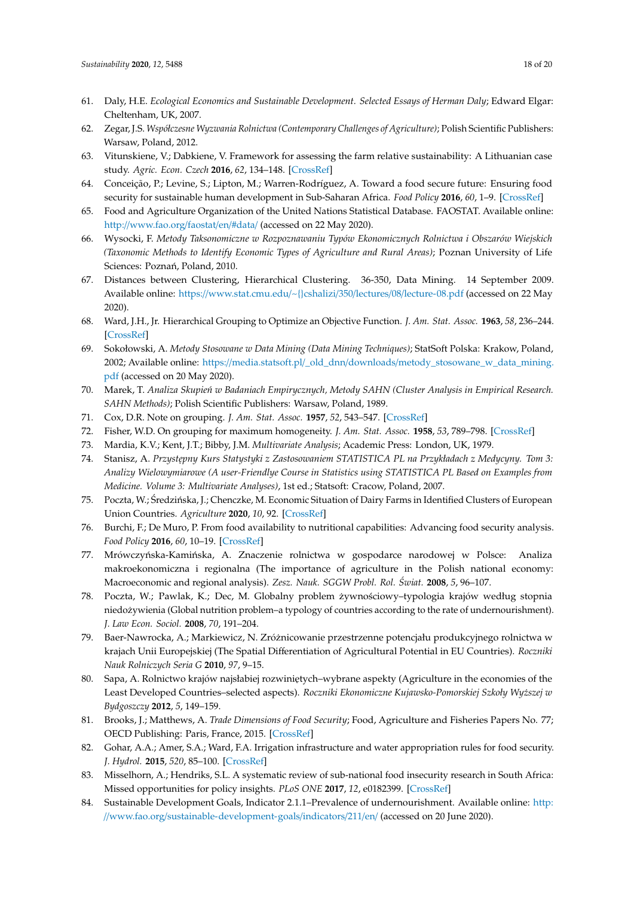61. Daly, H.E. *Ecological Economics and Sustainable Development. Selected Essays of Herman Daly*; Edward Elgar: Cheltenham, UK, 2007.
62. Zegar, J.S. *Współczesne Wyzwania Rolnictwa (Contemporary Challenges of Agriculture)*; Polish Scientific Publishers: Warsaw, Poland, 2012.
63. Vitunskiene, V.; Dabkiene, V. Framework for assessing the farm relative sustainability: A Lithuanian case study. *Agric. Econ. Czech* **2016**, *62*, 134–148. [CrossRef]
64. Conceição, P.; Levine, S.; Lipton, M.; Warren-Rodríguez, A. Toward a food secure future: Ensuring food security for sustainable human development in Sub-Saharan Africa. *Food Policy* **2016**, *60*, 1–9. [CrossRef]
65. Food and Agriculture Organization of the United Nations Statistical Database. FAOSTAT. Available online: http://www.fao.org/faostat/en/#data/ (accessed on 22 May 2020).
66. Wysocki, F. *Metody Taksonomiczne w Rozpoznawaniu Typów Ekonomicznych Rolnictwa i Obszarów Wiejskich (Taxonomic Methods to Identify Economic Types of Agriculture and Rural Areas)*; Poznan University of Life Sciences: Poznań, Poland, 2010.
67. Distances between Clustering, Hierarchical Clustering. 36-350, Data Mining. 14 September 2009. Available online: https://www.stat.cmu.edu/~{}cshalizi/350/lectures/08/lecture-08.pdf (accessed on 22 May 2020).
68. Ward, J.H., Jr. Hierarchical Grouping to Optimize an Objective Function. *J. Am. Stat. Assoc.* **1963**, *58*, 236–244. [CrossRef]
69. Sokołowski, A. *Metody Stosowane w Data Mining (Data Mining Techniques)*; StatSoft Polska: Krakow, Poland, 2002; Available online: https://media.statsoft.pl/_old_dnn/downloads/metody_stosowane_w_data_mining.pdf (accessed on 20 May 2020).
70. Marek, T. *Analiza Skupień w Badaniach Empirycznych, Metody SAHN (Cluster Analysis in Empirical Research. SAHN Methods)*; Polish Scientific Publishers: Warsaw, Poland, 1989.
71. Cox, D.R. Note on grouping. *J. Am. Stat. Assoc.* **1957**, *52*, 543–547. [CrossRef]
72. Fisher, W.D. On grouping for maximum homogeneity. *J. Am. Stat. Assoc.* **1958**, *53*, 789–798. [CrossRef]
73. Mardia, K.V.; Kent, J.T.; Bibby, J.M. *Multivariate Analysis*; Academic Press: London, UK, 1979.
74. Stanisz, A. *Przystępny Kurs Statystyki z Zastosowaniem STATISTICA PL na Przykładach z Medycyny. Tom 3: Analizy Wielowymiarowe (A user-Friendlye Course in Statistics using STATISTICA PL Based on Examples from Medicine. Volume 3: Multivariate Analyses)*, 1st ed.; Statsoft: Cracow, Poland, 2007.
75. Poczta, W.; Średzińska, J.; Chenczke, M. Economic Situation of Dairy Farms in Identified Clusters of European Union Countries. *Agriculture* **2020**, *10*, 92. [CrossRef]
76. Burchi, F.; De Muro, P. From food availability to nutritional capabilities: Advancing food security analysis. *Food Policy* **2016**, *60*, 10–19. [CrossRef]
77. Mrówczyńska-Kamińska, A. Znaczenie rolnictwa w gospodarce narodowej w Polsce: Analiza makroekonomiczna i regionalna (The importance of agriculture in the Polish national economy: Macroeconomic and regional analysis). *Zesz. Nauk. SGGW Probl. Rol. Świat.* **2008**, *5*, 96–107.
78. Poczta, W.; Pawlak, K.; Dec, M. Globalny problem żywnościowy–typologia krajów według stopnia niedożywienia (Global nutrition problem–a typology of countries according to the rate of undernourishment). *J. Law Econ. Sociol.* **2008**, *70*, 191–204.
79. Baer-Nawrocka, A.; Markiewicz, N. Zróżnicowanie przestrzenne potencjału produkcyjnego rolnictwa w krajach Unii Europejskiej (The Spatial Differentiation of Agricultural Potential in EU Countries). *Roczniki Nauk Rolniczych Seria G* **2010**, *97*, 9–15.
80. Sapa, A. Rolnictwo krajów najsłabiej rozwiniętych–wybrane aspekty (Agriculture in the economies of the Least Developed Countries–selected aspects). *Roczniki Ekonomiczne Kujawsko-Pomorskiej Szkoły Wyższej w Bydgoszczy* **2012**, *5*, 149–159.
81. Brooks, J.; Matthews, A. *Trade Dimensions of Food Security*; Food, Agriculture and Fisheries Papers No. 77; OECD Publishing: Paris, France, 2015. [CrossRef]
82. Gohar, A.A.; Amer, S.A.; Ward, F.A. Irrigation infrastructure and water appropriation rules for food security. *J. Hydrol.* **2015**, *520*, 85–100. [CrossRef]
83. Misselhorn, A.; Hendriks, S.L. A systematic review of sub-national food insecurity research in South Africa: Missed opportunities for policy insights. *PLoS ONE* **2017**, *12*, e0182399. [CrossRef]
84. Sustainable Development Goals, Indicator 2.1.1–Prevalence of undernourishment. Available online: http://www.fao.org/sustainable-development-goals/indicators/211/en/ (accessed on 20 June 2020).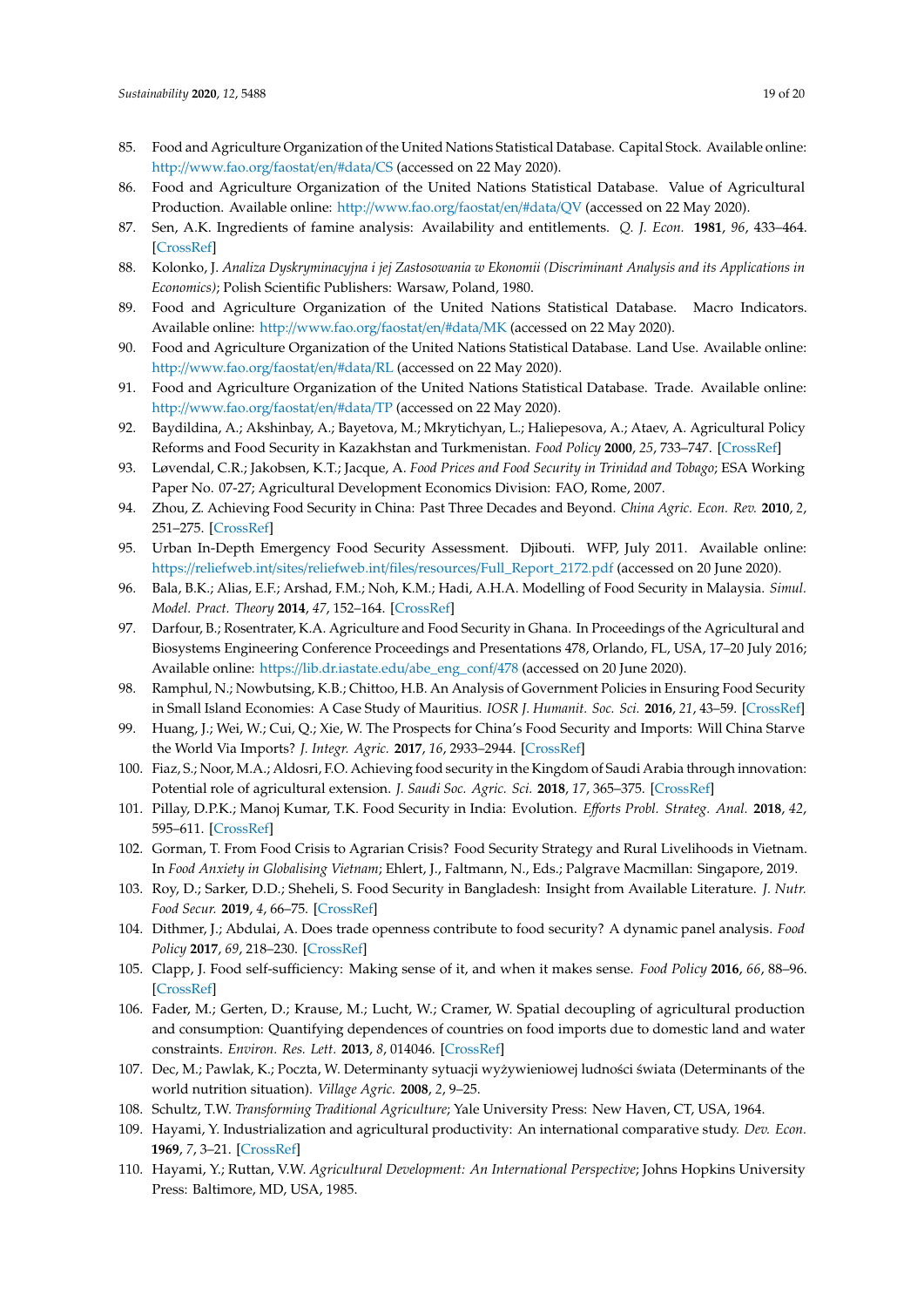85. Food and Agriculture Organization of the United Nations Statistical Database. Capital Stock. Available online: http://www.fao.org/faostat/en/#data/CS (accessed on 22 May 2020).
86. Food and Agriculture Organization of the United Nations Statistical Database. Value of Agricultural Production. Available online: http://www.fao.org/faostat/en/#data/QV (accessed on 22 May 2020).
87. Sen, A.K. Ingredients of famine analysis: Availability and entitlements. *Q. J. Econ.* **1981**, *96*, 433–464. [CrossRef]
88. Kolonko, J. *Analiza Dyskryminacyjna i jej Zastosowania w Ekonomii (Discriminant Analysis and its Applications in Economics)*; Polish Scientific Publishers: Warsaw, Poland, 1980.
89. Food and Agriculture Organization of the United Nations Statistical Database. Macro Indicators. Available online: http://www.fao.org/faostat/en/#data/MK (accessed on 22 May 2020).
90. Food and Agriculture Organization of the United Nations Statistical Database. Land Use. Available online: http://www.fao.org/faostat/en/#data/RL (accessed on 22 May 2020).
91. Food and Agriculture Organization of the United Nations Statistical Database. Trade. Available online: http://www.fao.org/faostat/en/#data/TP (accessed on 22 May 2020).
92. Baydildina, A.; Akshinbay, A.; Bayetova, M.; Mkrytichyan, L.; Haliepesova, A.; Ataev, A. Agricultural Policy Reforms and Food Security in Kazakhstan and Turkmenistan. *Food Policy* **2000**, *25*, 733–747. [CrossRef]
93. Løvendal, C.R.; Jakobsen, K.T.; Jacque, A. *Food Prices and Food Security in Trinidad and Tobago*; ESA Working Paper No. 07-27; Agricultural Development Economics Division: FAO, Rome, 2007.
94. Zhou, Z. Achieving Food Security in China: Past Three Decades and Beyond. *China Agric. Econ. Rev.* **2010**, *2*, 251–275. [CrossRef]
95. Urban In-Depth Emergency Food Security Assessment. Djibouti. WFP, July 2011. Available online: https://reliefweb.int/sites/reliefweb.int/files/resources/Full_Report_2172.pdf (accessed on 20 June 2020).
96. Bala, B.K.; Alias, E.F.; Arshad, F.M.; Noh, K.M.; Hadi, A.H.A. Modelling of Food Security in Malaysia. *Simul. Model. Pract. Theory* **2014**, *47*, 152–164. [CrossRef]
97. Darfour, B.; Rosentrater, K.A. Agriculture and Food Security in Ghana. In Proceedings of the Agricultural and Biosystems Engineering Conference Proceedings and Presentations 478, Orlando, FL, USA, 17–20 July 2016; Available online: https://lib.dr.iastate.edu/abe_eng_conf/478 (accessed on 20 June 2020).
98. Ramphul, N.; Nowbutsing, K.B.; Chittoo, H.B. An Analysis of Government Policies in Ensuring Food Security in Small Island Economies: A Case Study of Mauritius. *IOSR J. Humanit. Soc. Sci.* **2016**, *21*, 43–59. [CrossRef]
99. Huang, J.; Wei, W.; Cui, Q.; Xie, W. The Prospects for China's Food Security and Imports: Will China Starve the World Via Imports? *J. Integr. Agric.* **2017**, *16*, 2933–2944. [CrossRef]
100. Fiaz, S.; Noor, M.A.; Aldosri, F.O. Achieving food security in the Kingdom of Saudi Arabia through innovation: Potential role of agricultural extension. *J. Saudi Soc. Agric. Sci.* **2018**, *17*, 365–375. [CrossRef]
101. Pillay, D.P.K.; Manoj Kumar, T.K. Food Security in India: Evolution. *Efforts Probl. Strateg. Anal.* **2018**, *42*, 595–611. [CrossRef]
102. Gorman, T. From Food Crisis to Agrarian Crisis? Food Security Strategy and Rural Livelihoods in Vietnam. In *Food Anxiety in Globalising Vietnam*; Ehlert, J., Faltmann, N., Eds.; Palgrave Macmillan: Singapore, 2019.
103. Roy, D.; Sarker, D.D.; Sheheli, S. Food Security in Bangladesh: Insight from Available Literature. *J. Nutr. Food Secur.* **2019**, *4*, 66–75. [CrossRef]
104. Dithmer, J.; Abdulai, A. Does trade openness contribute to food security? A dynamic panel analysis. *Food Policy* **2017**, *69*, 218–230. [CrossRef]
105. Clapp, J. Food self-sufficiency: Making sense of it, and when it makes sense. *Food Policy* **2016**, *66*, 88–96. [CrossRef]
106. Fader, M.; Gerten, D.; Krause, M.; Lucht, W.; Cramer, W. Spatial decoupling of agricultural production and consumption: Quantifying dependences of countries on food imports due to domestic land and water constraints. *Environ. Res. Lett.* **2013**, *8*, 014046. [CrossRef]
107. Dec, M.; Pawlak, K.; Poczta, W. Determinanty sytuacji wyżywieniowej ludności świata (Determinants of the world nutrition situation). *Village Agric.* **2008**, *2*, 9–25.
108. Schultz, T.W. *Transforming Traditional Agriculture*; Yale University Press: New Haven, CT, USA, 1964.
109. Hayami, Y. Industrialization and agricultural productivity: An international comparative study. *Dev. Econ.* **1969**, *7*, 3–21. [CrossRef]
110. Hayami, Y.; Ruttan, V.W. *Agricultural Development: An International Perspective*; Johns Hopkins University Press: Baltimore, MD, USA, 1985.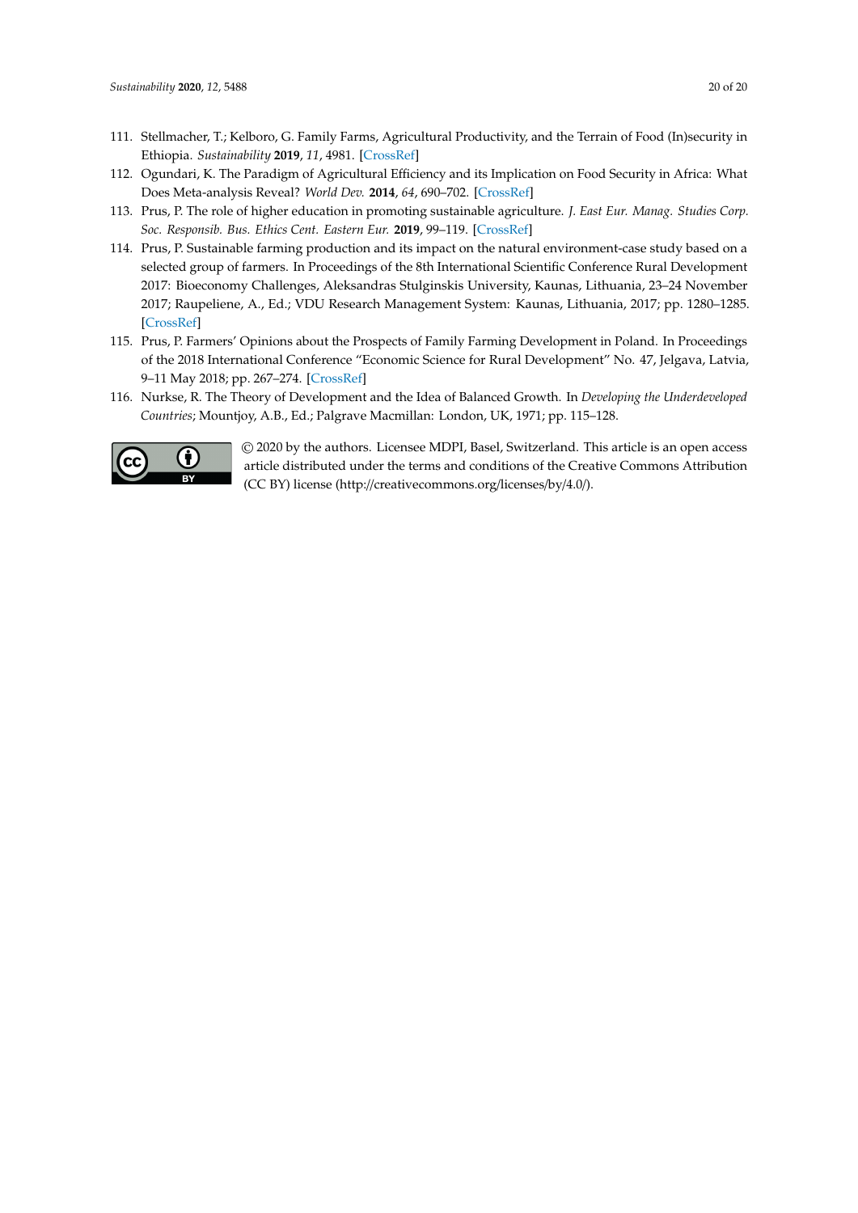111. Stellmacher, T.; Kelboro, G. Family Farms, Agricultural Productivity, and the Terrain of Food (In)security in Ethiopia. *Sustainability* **2019**, *11*, 4981. [CrossRef]
112. Ogundari, K. The Paradigm of Agricultural Efficiency and its Implication on Food Security in Africa: What Does Meta-analysis Reveal? *World Dev.* **2014**, *64*, 690–702. [CrossRef]
113. Prus, P. The role of higher education in promoting sustainable agriculture. *J. East Eur. Manag. Studies Corp. Soc. Responsib. Bus. Ethics Cent. Eastern Eur.* **2019**, 99–119. [CrossRef]
114. Prus, P. Sustainable farming production and its impact on the natural environment-case study based on a selected group of farmers. In Proceedings of the 8th International Scientific Conference Rural Development 2017: Bioeconomy Challenges, Aleksandras Stulginskis University, Kaunas, Lithuania, 23–24 November 2017; Raupeliene, A., Ed.; VDU Research Management System: Kaunas, Lithuania, 2017; pp. 1280–1285. [CrossRef]
115. Prus, P. Farmers' Opinions about the Prospects of Family Farming Development in Poland. In Proceedings of the 2018 International Conference "Economic Science for Rural Development" No. 47, Jelgava, Latvia, 9–11 May 2018; pp. 267–274. [CrossRef]
116. Nurkse, R. The Theory of Development and the Idea of Balanced Growth. In *Developing the Underdeveloped Countries*; Mountjoy, A.B., Ed.; Palgrave Macmillan: London, UK, 1971; pp. 115–128.

© 2020 by the authors. Licensee MDPI, Basel, Switzerland. This article is an open access article distributed under the terms and conditions of the Creative Commons Attribution (CC BY) license (http://creativecommons.org/licenses/by/4.0/).